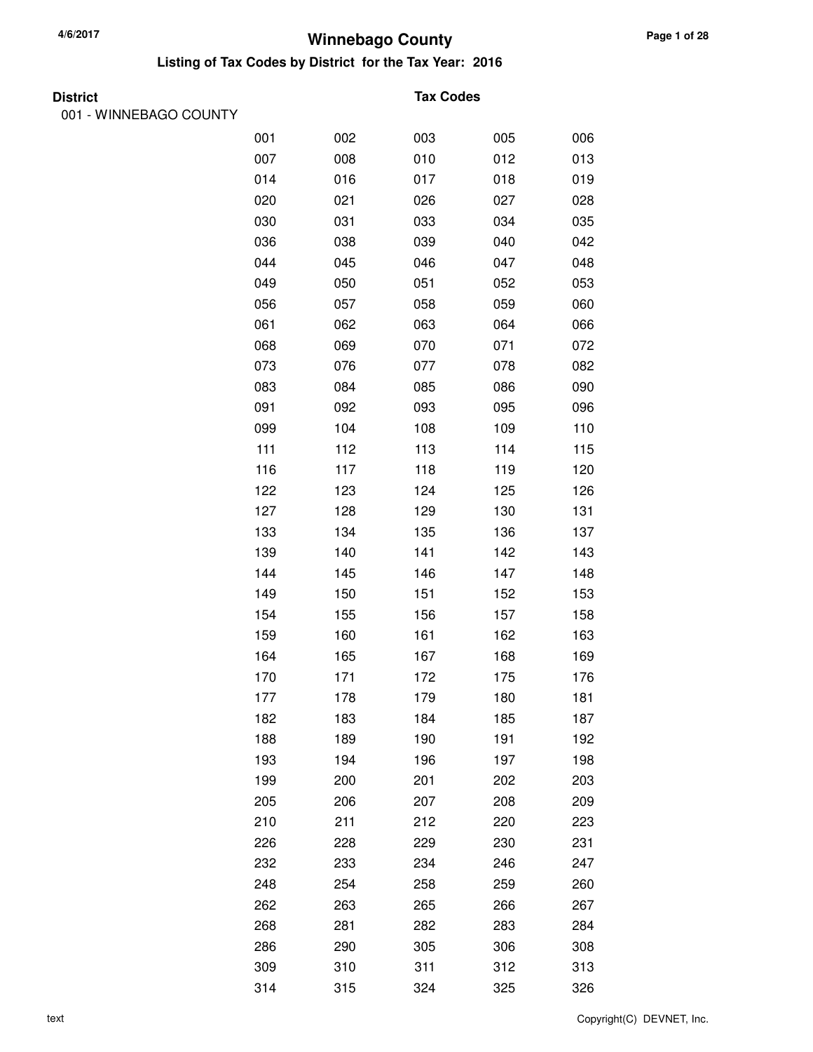# Winnebago County

## Listing of Tax Codes by District for the Tax Year: 2016

**District** | **Tax Codes**

001 - WINNEBAGO COUNTY

| | | | | |
|---|---|---|---|---|
| 001 | 002 | 003 | 005 | 006 |
| 007 | 008 | 010 | 012 | 013 |
| 014 | 016 | 017 | 018 | 019 |
| 020 | 021 | 026 | 027 | 028 |
| 030 | 031 | 033 | 034 | 035 |
| 036 | 038 | 039 | 040 | 042 |
| 044 | 045 | 046 | 047 | 048 |
| 049 | 050 | 051 | 052 | 053 |
| 056 | 057 | 058 | 059 | 060 |
| 061 | 062 | 063 | 064 | 066 |
| 068 | 069 | 070 | 071 | 072 |
| 073 | 076 | 077 | 078 | 082 |
| 083 | 084 | 085 | 086 | 090 |
| 091 | 092 | 093 | 095 | 096 |
| 099 | 104 | 108 | 109 | 110 |
| 111 | 112 | 113 | 114 | 115 |
| 116 | 117 | 118 | 119 | 120 |
| 122 | 123 | 124 | 125 | 126 |
| 127 | 128 | 129 | 130 | 131 |
| 133 | 134 | 135 | 136 | 137 |
| 139 | 140 | 141 | 142 | 143 |
| 144 | 145 | 146 | 147 | 148 |
| 149 | 150 | 151 | 152 | 153 |
| 154 | 155 | 156 | 157 | 158 |
| 159 | 160 | 161 | 162 | 163 |
| 164 | 165 | 167 | 168 | 169 |
| 170 | 171 | 172 | 175 | 176 |
| 177 | 178 | 179 | 180 | 181 |
| 182 | 183 | 184 | 185 | 187 |
| 188 | 189 | 190 | 191 | 192 |
| 193 | 194 | 196 | 197 | 198 |
| 199 | 200 | 201 | 202 | 203 |
| 205 | 206 | 207 | 208 | 209 |
| 210 | 211 | 212 | 220 | 223 |
| 226 | 228 | 229 | 230 | 231 |
| 232 | 233 | 234 | 246 | 247 |
| 248 | 254 | 258 | 259 | 260 |
| 262 | 263 | 265 | 266 | 267 |
| 268 | 281 | 282 | 283 | 284 |
| 286 | 290 | 305 | 306 | 308 |
| 309 | 310 | 311 | 312 | 313 |
| 314 | 315 | 324 | 325 | 326 |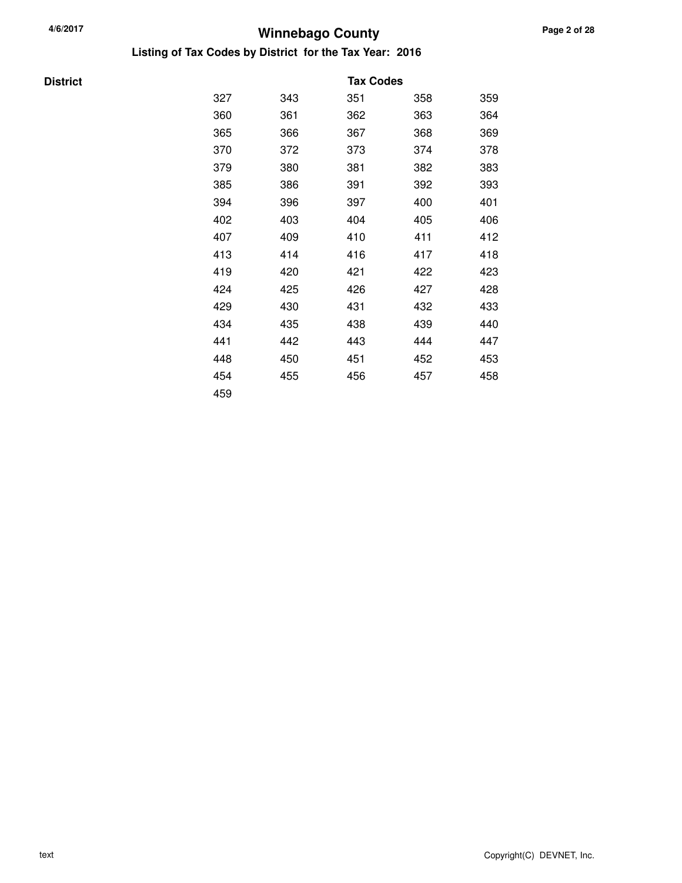# Winnebago County

## Listing of Tax Codes by District for the Tax Year: 2016

| District | Tax Codes | | | | |
|---|---|---|---|---|---|
| | 327 | 343 | 351 | 358 | 359 |
| | 360 | 361 | 362 | 363 | 364 |
| | 365 | 366 | 367 | 368 | 369 |
| | 370 | 372 | 373 | 374 | 378 |
| | 379 | 380 | 381 | 382 | 383 |
| | 385 | 386 | 391 | 392 | 393 |
| | 394 | 396 | 397 | 400 | 401 |
| | 402 | 403 | 404 | 405 | 406 |
| | 407 | 409 | 410 | 411 | 412 |
| | 413 | 414 | 416 | 417 | 418 |
| | 419 | 420 | 421 | 422 | 423 |
| | 424 | 425 | 426 | 427 | 428 |
| | 429 | 430 | 431 | 432 | 433 |
| | 434 | 435 | 438 | 439 | 440 |
| | 441 | 442 | 443 | 444 | 447 |
| | 448 | 450 | 451 | 452 | 453 |
| | 454 | 455 | 456 | 457 | 458 |
| | 459 | | | | |

text

Copyright(C) DEVNET, Inc.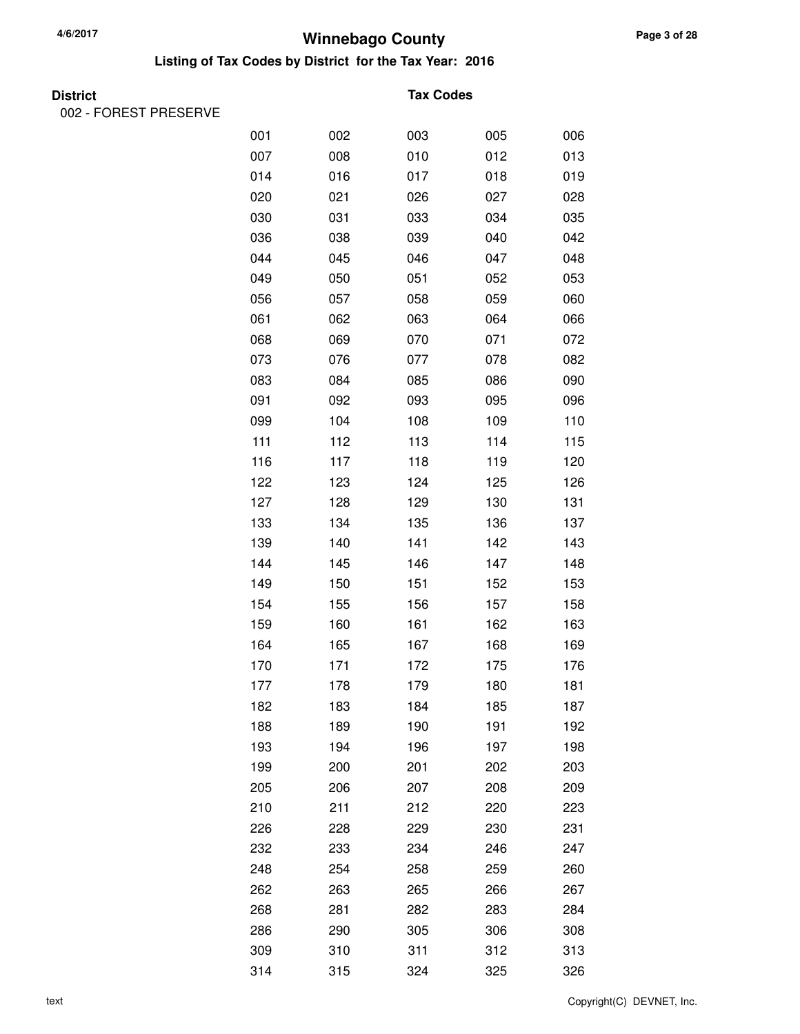# Winnebago County

## Listing of Tax Codes by District for the Tax Year: 2016

**District** | **Tax Codes**

002 - FOREST PRESERVE

| | | | | |
|---|---|---|---|---|
| 001 | 002 | 003 | 005 | 006 |
| 007 | 008 | 010 | 012 | 013 |
| 014 | 016 | 017 | 018 | 019 |
| 020 | 021 | 026 | 027 | 028 |
| 030 | 031 | 033 | 034 | 035 |
| 036 | 038 | 039 | 040 | 042 |
| 044 | 045 | 046 | 047 | 048 |
| 049 | 050 | 051 | 052 | 053 |
| 056 | 057 | 058 | 059 | 060 |
| 061 | 062 | 063 | 064 | 066 |
| 068 | 069 | 070 | 071 | 072 |
| 073 | 076 | 077 | 078 | 082 |
| 083 | 084 | 085 | 086 | 090 |
| 091 | 092 | 093 | 095 | 096 |
| 099 | 104 | 108 | 109 | 110 |
| 111 | 112 | 113 | 114 | 115 |
| 116 | 117 | 118 | 119 | 120 |
| 122 | 123 | 124 | 125 | 126 |
| 127 | 128 | 129 | 130 | 131 |
| 133 | 134 | 135 | 136 | 137 |
| 139 | 140 | 141 | 142 | 143 |
| 144 | 145 | 146 | 147 | 148 |
| 149 | 150 | 151 | 152 | 153 |
| 154 | 155 | 156 | 157 | 158 |
| 159 | 160 | 161 | 162 | 163 |
| 164 | 165 | 167 | 168 | 169 |
| 170 | 171 | 172 | 175 | 176 |
| 177 | 178 | 179 | 180 | 181 |
| 182 | 183 | 184 | 185 | 187 |
| 188 | 189 | 190 | 191 | 192 |
| 193 | 194 | 196 | 197 | 198 |
| 199 | 200 | 201 | 202 | 203 |
| 205 | 206 | 207 | 208 | 209 |
| 210 | 211 | 212 | 220 | 223 |
| 226 | 228 | 229 | 230 | 231 |
| 232 | 233 | 234 | 246 | 247 |
| 248 | 254 | 258 | 259 | 260 |
| 262 | 263 | 265 | 266 | 267 |
| 268 | 281 | 282 | 283 | 284 |
| 286 | 290 | 305 | 306 | 308 |
| 309 | 310 | 311 | 312 | 313 |
| 314 | 315 | 324 | 325 | 326 |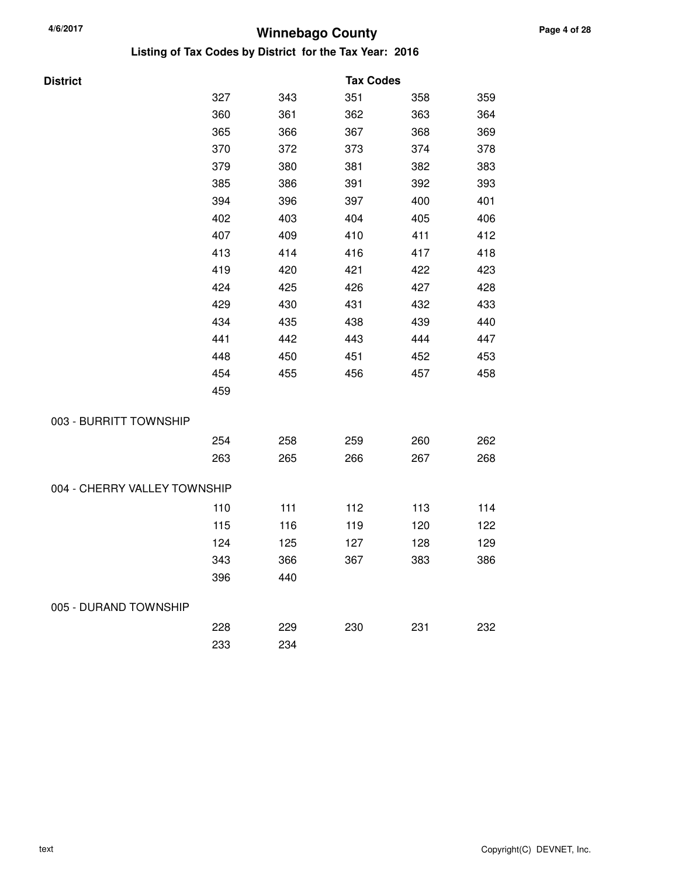# Winnebago County

## Listing of Tax Codes by District for the Tax Year: 2016

| District | Tax Codes | | | | |
|---|---|---|---|---|---|
| | 327 | 343 | 351 | 358 | 359 |
| | 360 | 361 | 362 | 363 | 364 |
| | 365 | 366 | 367 | 368 | 369 |
| | 370 | 372 | 373 | 374 | 378 |
| | 379 | 380 | 381 | 382 | 383 |
| | 385 | 386 | 391 | 392 | 393 |
| | 394 | 396 | 397 | 400 | 401 |
| | 402 | 403 | 404 | 405 | 406 |
| | 407 | 409 | 410 | 411 | 412 |
| | 413 | 414 | 416 | 417 | 418 |
| | 419 | 420 | 421 | 422 | 423 |
| | 424 | 425 | 426 | 427 | 428 |
| | 429 | 430 | 431 | 432 | 433 |
| | 434 | 435 | 438 | 439 | 440 |
| | 441 | 442 | 443 | 444 | 447 |
| | 448 | 450 | 451 | 452 | 453 |
| | 454 | 455 | 456 | 457 | 458 |
| | 459 | | | | |
| 003 - BURRITT TOWNSHIP | | | | | |
| | 254 | 258 | 259 | 260 | 262 |
| | 263 | 265 | 266 | 267 | 268 |
| 004 - CHERRY VALLEY TOWNSHIP | | | | | |
| | 110 | 111 | 112 | 113 | 114 |
| | 115 | 116 | 119 | 120 | 122 |
| | 124 | 125 | 127 | 128 | 129 |
| | 343 | 366 | 367 | 383 | 386 |
| | 396 | 440 | | | |
| 005 - DURAND TOWNSHIP | | | | | |
| | 228 | 229 | 230 | 231 | 232 |
| | 233 | 234 | | | |

text

Copyright(C) DEVNET, Inc.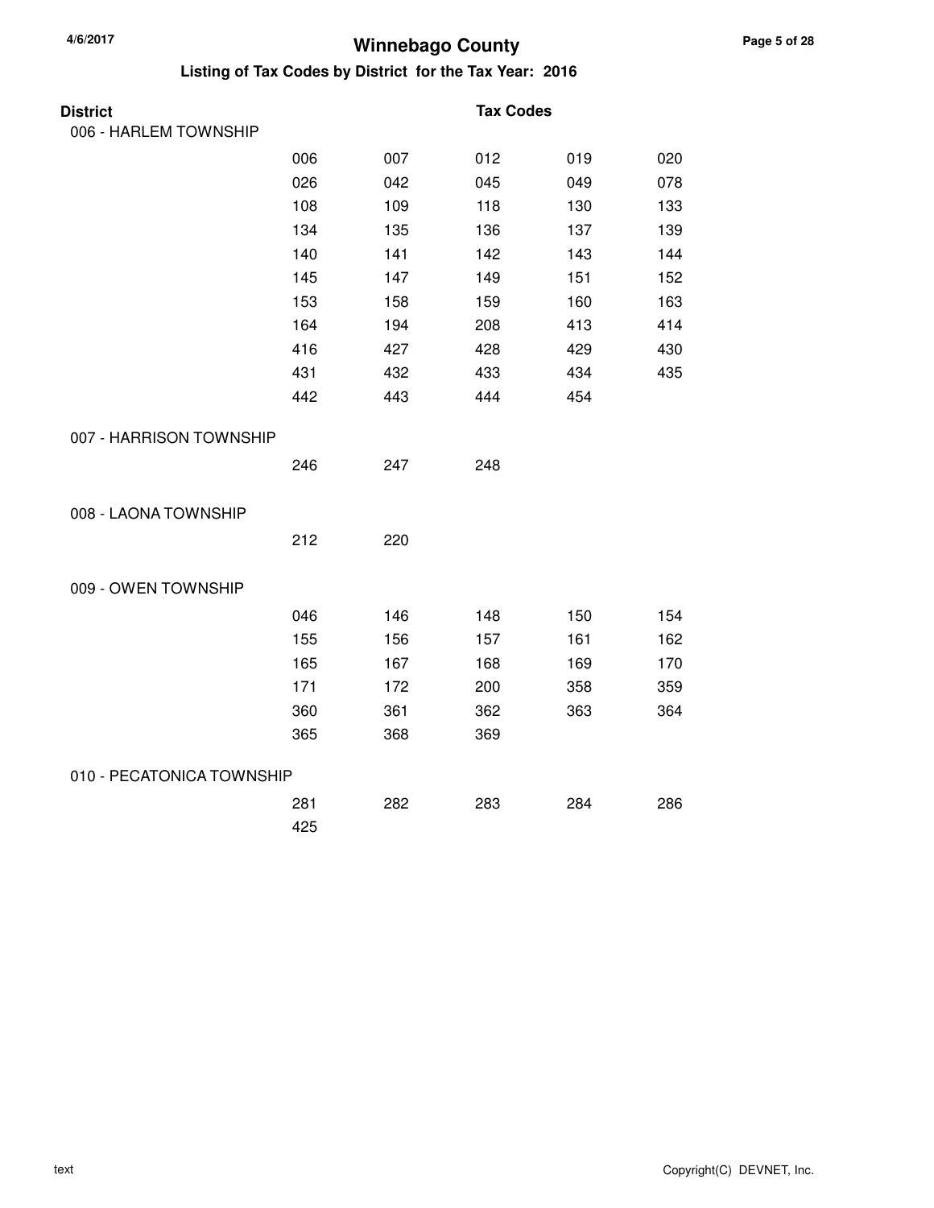# Winnebago County

## Listing of Tax Codes by District for the Tax Year: 2016

| District | Tax Codes | | | | |
| --- | --- | --- | --- | --- | --- |
| 006 - HARLEM TOWNSHIP | | | | | |
| | 006 | 007 | 012 | 019 | 020 |
| | 026 | 042 | 045 | 049 | 078 |
| | 108 | 109 | 118 | 130 | 133 |
| | 134 | 135 | 136 | 137 | 139 |
| | 140 | 141 | 142 | 143 | 144 |
| | 145 | 147 | 149 | 151 | 152 |
| | 153 | 158 | 159 | 160 | 163 |
| | 164 | 194 | 208 | 413 | 414 |
| | 416 | 427 | 428 | 429 | 430 |
| | 431 | 432 | 433 | 434 | 435 |
| | 442 | 443 | 444 | 454 | |
| 007 - HARRISON TOWNSHIP | | | | | |
| | 246 | 247 | 248 | | |
| 008 - LAONA TOWNSHIP | | | | | |
| | 212 | 220 | | | |
| 009 - OWEN TOWNSHIP | | | | | |
| | 046 | 146 | 148 | 150 | 154 |
| | 155 | 156 | 157 | 161 | 162 |
| | 165 | 167 | 168 | 169 | 170 |
| | 171 | 172 | 200 | 358 | 359 |
| | 360 | 361 | 362 | 363 | 364 |
| | 365 | 368 | 369 | | |
| 010 - PECATONICA TOWNSHIP | | | | | |
| | 281 | 282 | 283 | 284 | 286 |
| | 425 | | | | |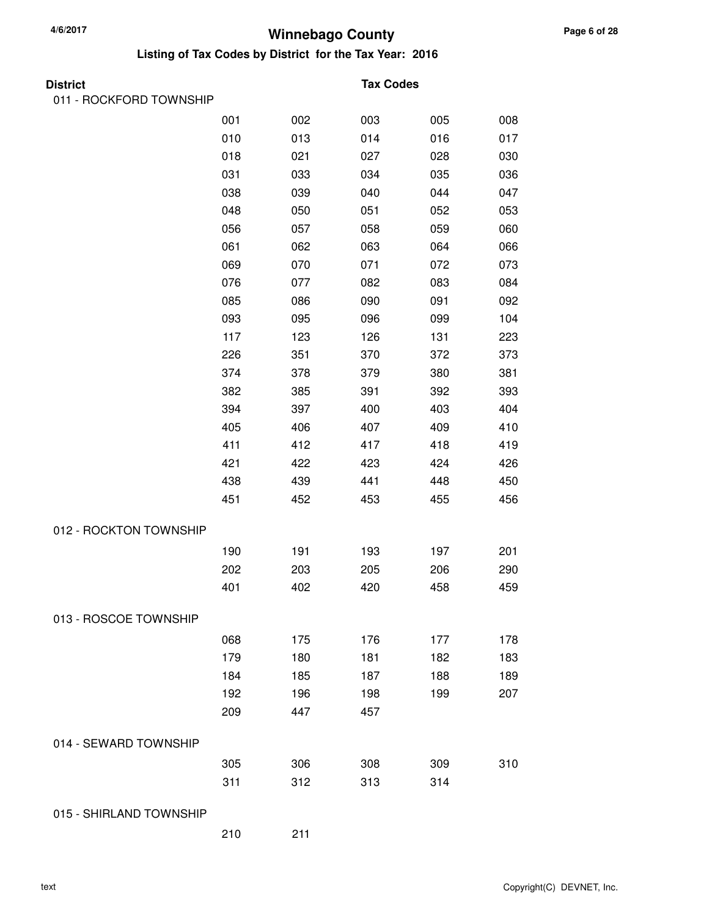# Winnebago County

## Listing of Tax Codes by District for the Tax Year: 2016

**District** **Tax Codes**

### 011 - ROCKFORD TOWNSHIP

| | | | | |
|---|---|---|---|---|
| 001 | 002 | 003 | 005 | 008 |
| 010 | 013 | 014 | 016 | 017 |
| 018 | 021 | 027 | 028 | 030 |
| 031 | 033 | 034 | 035 | 036 |
| 038 | 039 | 040 | 044 | 047 |
| 048 | 050 | 051 | 052 | 053 |
| 056 | 057 | 058 | 059 | 060 |
| 061 | 062 | 063 | 064 | 066 |
| 069 | 070 | 071 | 072 | 073 |
| 076 | 077 | 082 | 083 | 084 |
| 085 | 086 | 090 | 091 | 092 |
| 093 | 095 | 096 | 099 | 104 |
| 117 | 123 | 126 | 131 | 223 |
| 226 | 351 | 370 | 372 | 373 |
| 374 | 378 | 379 | 380 | 381 |
| 382 | 385 | 391 | 392 | 393 |
| 394 | 397 | 400 | 403 | 404 |
| 405 | 406 | 407 | 409 | 410 |
| 411 | 412 | 417 | 418 | 419 |
| 421 | 422 | 423 | 424 | 426 |
| 438 | 439 | 441 | 448 | 450 |
| 451 | 452 | 453 | 455 | 456 |

### 012 - ROCKTON TOWNSHIP

| | | | | |
|---|---|---|---|---|
| 190 | 191 | 193 | 197 | 201 |
| 202 | 203 | 205 | 206 | 290 |
| 401 | 402 | 420 | 458 | 459 |

### 013 - ROSCOE TOWNSHIP

| | | | | |
|---|---|---|---|---|
| 068 | 175 | 176 | 177 | 178 |
| 179 | 180 | 181 | 182 | 183 |
| 184 | 185 | 187 | 188 | 189 |
| 192 | 196 | 198 | 199 | 207 |
| 209 | 447 | 457 | | |

### 014 - SEWARD TOWNSHIP

| | | | | |
|---|---|---|---|---|
| 305 | 306 | 308 | 309 | 310 |
| 311 | 312 | 313 | 314 | |

### 015 - SHIRLAND TOWNSHIP

| | |
|---|---|
| 210 | 211 |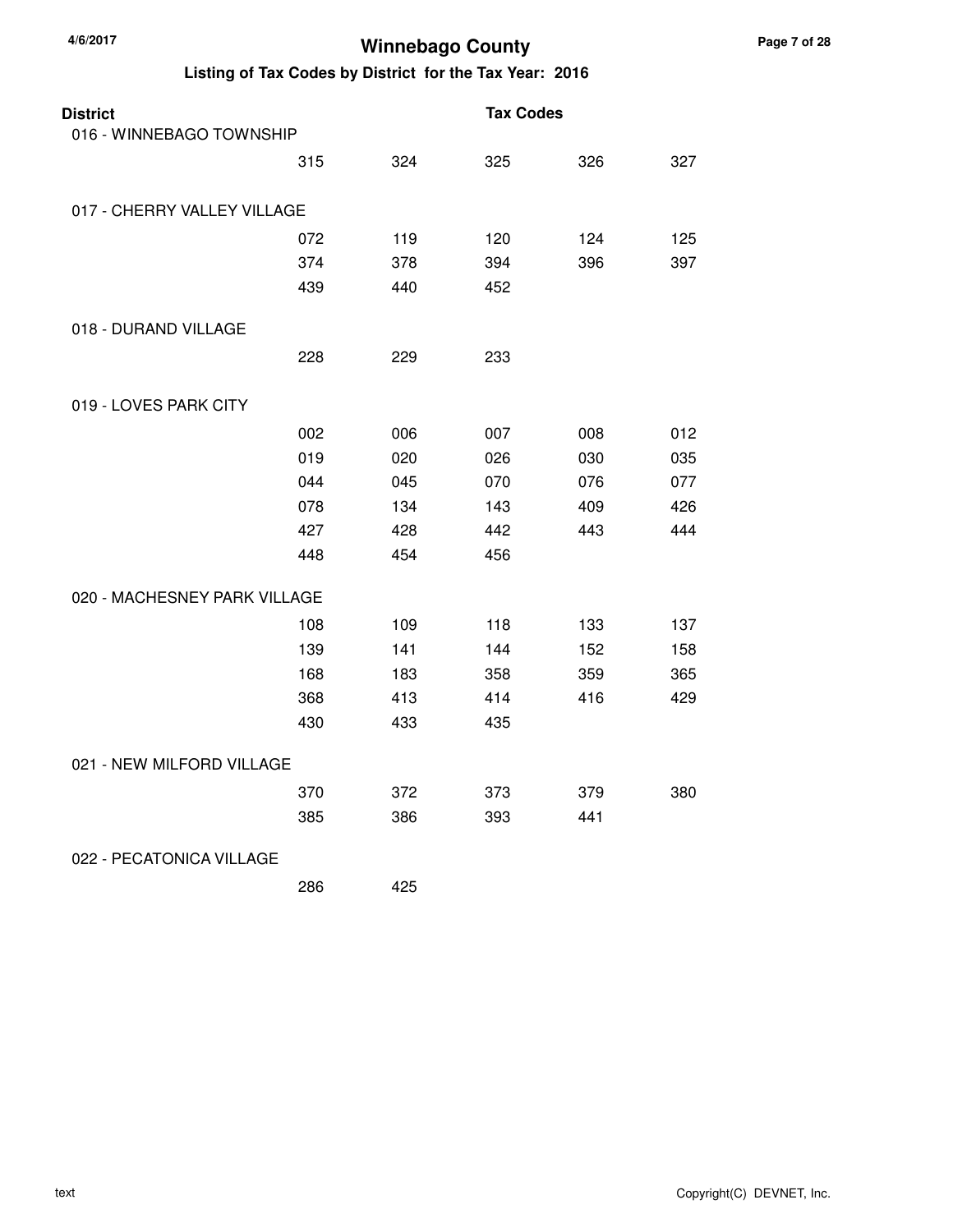# Winnebago County

## Listing of Tax Codes by District for the Tax Year: 2016

| District | Tax Codes | | | | |
|---|---|---|---|---|---|
| 016 - WINNEBAGO TOWNSHIP | | | | | |
| | 315 | 324 | 325 | 326 | 327 |
| 017 - CHERRY VALLEY VILLAGE | | | | | |
| | 072 | 119 | 120 | 124 | 125 |
| | 374 | 378 | 394 | 396 | 397 |
| | 439 | 440 | 452 | | |
| 018 - DURAND VILLAGE | | | | | |
| | 228 | 229 | 233 | | |
| 019 - LOVES PARK CITY | | | | | |
| | 002 | 006 | 007 | 008 | 012 |
| | 019 | 020 | 026 | 030 | 035 |
| | 044 | 045 | 070 | 076 | 077 |
| | 078 | 134 | 143 | 409 | 426 |
| | 427 | 428 | 442 | 443 | 444 |
| | 448 | 454 | 456 | | |
| 020 - MACHESNEY PARK VILLAGE | | | | | |
| | 108 | 109 | 118 | 133 | 137 |
| | 139 | 141 | 144 | 152 | 158 |
| | 168 | 183 | 358 | 359 | 365 |
| | 368 | 413 | 414 | 416 | 429 |
| | 430 | 433 | 435 | | |
| 021 - NEW MILFORD VILLAGE | | | | | |
| | 370 | 372 | 373 | 379 | 380 |
| | 385 | 386 | 393 | 441 | |
| 022 - PECATONICA VILLAGE | | | | | |
| | 286 | 425 | | | |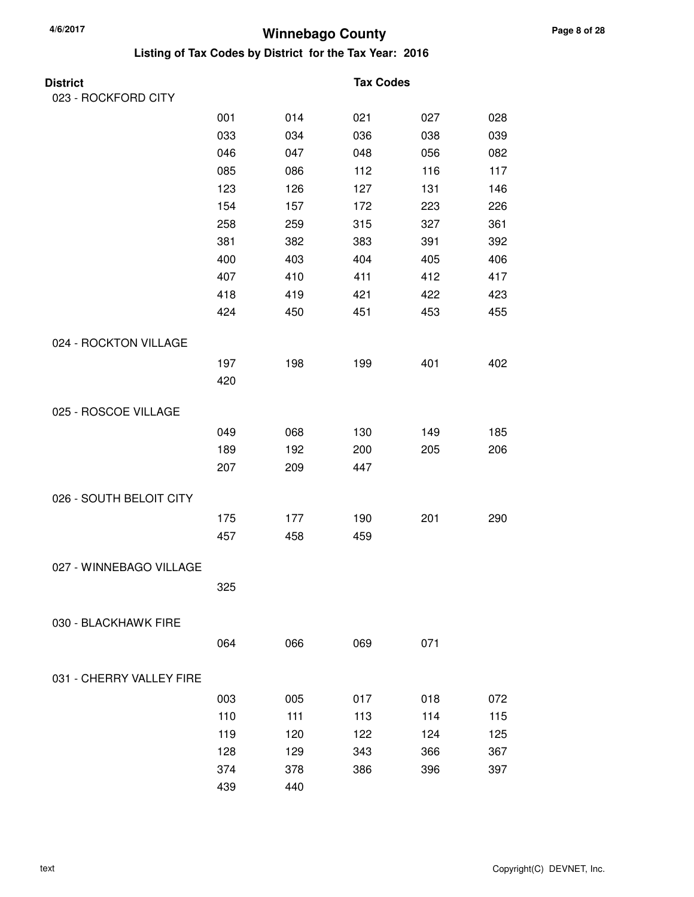# Winnebago County

## Listing of Tax Codes by District for the Tax Year: 2016

| District | | | Tax Codes | | |
|---|---|---|---|---|---|
| 023 - ROCKFORD CITY | | | | | |
| | 001 | 014 | 021 | 027 | 028 |
| | 033 | 034 | 036 | 038 | 039 |
| | 046 | 047 | 048 | 056 | 082 |
| | 085 | 086 | 112 | 116 | 117 |
| | 123 | 126 | 127 | 131 | 146 |
| | 154 | 157 | 172 | 223 | 226 |
| | 258 | 259 | 315 | 327 | 361 |
| | 381 | 382 | 383 | 391 | 392 |
| | 400 | 403 | 404 | 405 | 406 |
| | 407 | 410 | 411 | 412 | 417 |
| | 418 | 419 | 421 | 422 | 423 |
| | 424 | 450 | 451 | 453 | 455 |
| 024 - ROCKTON VILLAGE | | | | | |
| | 197 | 198 | 199 | 401 | 402 |
| | 420 | | | | |
| 025 - ROSCOE VILLAGE | | | | | |
| | 049 | 068 | 130 | 149 | 185 |
| | 189 | 192 | 200 | 205 | 206 |
| | 207 | 209 | 447 | | |
| 026 - SOUTH BELOIT CITY | | | | | |
| | 175 | 177 | 190 | 201 | 290 |
| | 457 | 458 | 459 | | |
| 027 - WINNEBAGO VILLAGE | | | | | |
| | 325 | | | | |
| 030 - BLACKHAWK FIRE | | | | | |
| | 064 | 066 | 069 | 071 | |
| 031 - CHERRY VALLEY FIRE | | | | | |
| | 003 | 005 | 017 | 018 | 072 |
| | 110 | 111 | 113 | 114 | 115 |
| | 119 | 120 | 122 | 124 | 125 |
| | 128 | 129 | 343 | 366 | 367 |
| | 374 | 378 | 386 | 396 | 397 |
| | 439 | 440 | | | |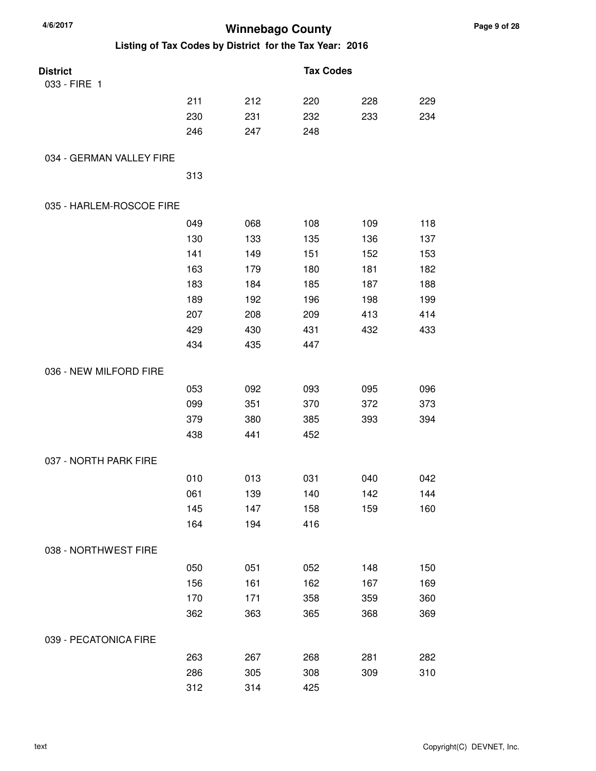# Winnebago County

## Listing of Tax Codes by District for the Tax Year: 2016

| District | Tax Codes | | | | |
|---|---|---|---|---|---|
| 033 - FIRE 1 | | | | | |
| | 211 | 212 | 220 | 228 | 229 |
| | 230 | 231 | 232 | 233 | 234 |
| | 246 | 247 | 248 | | |
| 034 - GERMAN VALLEY FIRE | | | | | |
| | 313 | | | | |
| 035 - HARLEM-ROSCOE FIRE | | | | | |
| | 049 | 068 | 108 | 109 | 118 |
| | 130 | 133 | 135 | 136 | 137 |
| | 141 | 149 | 151 | 152 | 153 |
| | 163 | 179 | 180 | 181 | 182 |
| | 183 | 184 | 185 | 187 | 188 |
| | 189 | 192 | 196 | 198 | 199 |
| | 207 | 208 | 209 | 413 | 414 |
| | 429 | 430 | 431 | 432 | 433 |
| | 434 | 435 | 447 | | |
| 036 - NEW MILFORD FIRE | | | | | |
| | 053 | 092 | 093 | 095 | 096 |
| | 099 | 351 | 370 | 372 | 373 |
| | 379 | 380 | 385 | 393 | 394 |
| | 438 | 441 | 452 | | |
| 037 - NORTH PARK FIRE | | | | | |
| | 010 | 013 | 031 | 040 | 042 |
| | 061 | 139 | 140 | 142 | 144 |
| | 145 | 147 | 158 | 159 | 160 |
| | 164 | 194 | 416 | | |
| 038 - NORTHWEST FIRE | | | | | |
| | 050 | 051 | 052 | 148 | 150 |
| | 156 | 161 | 162 | 167 | 169 |
| | 170 | 171 | 358 | 359 | 360 |
| | 362 | 363 | 365 | 368 | 369 |
| 039 - PECATONICA FIRE | | | | | |
| | 263 | 267 | 268 | 281 | 282 |
| | 286 | 305 | 308 | 309 | 310 |
| | 312 | 314 | 425 | | |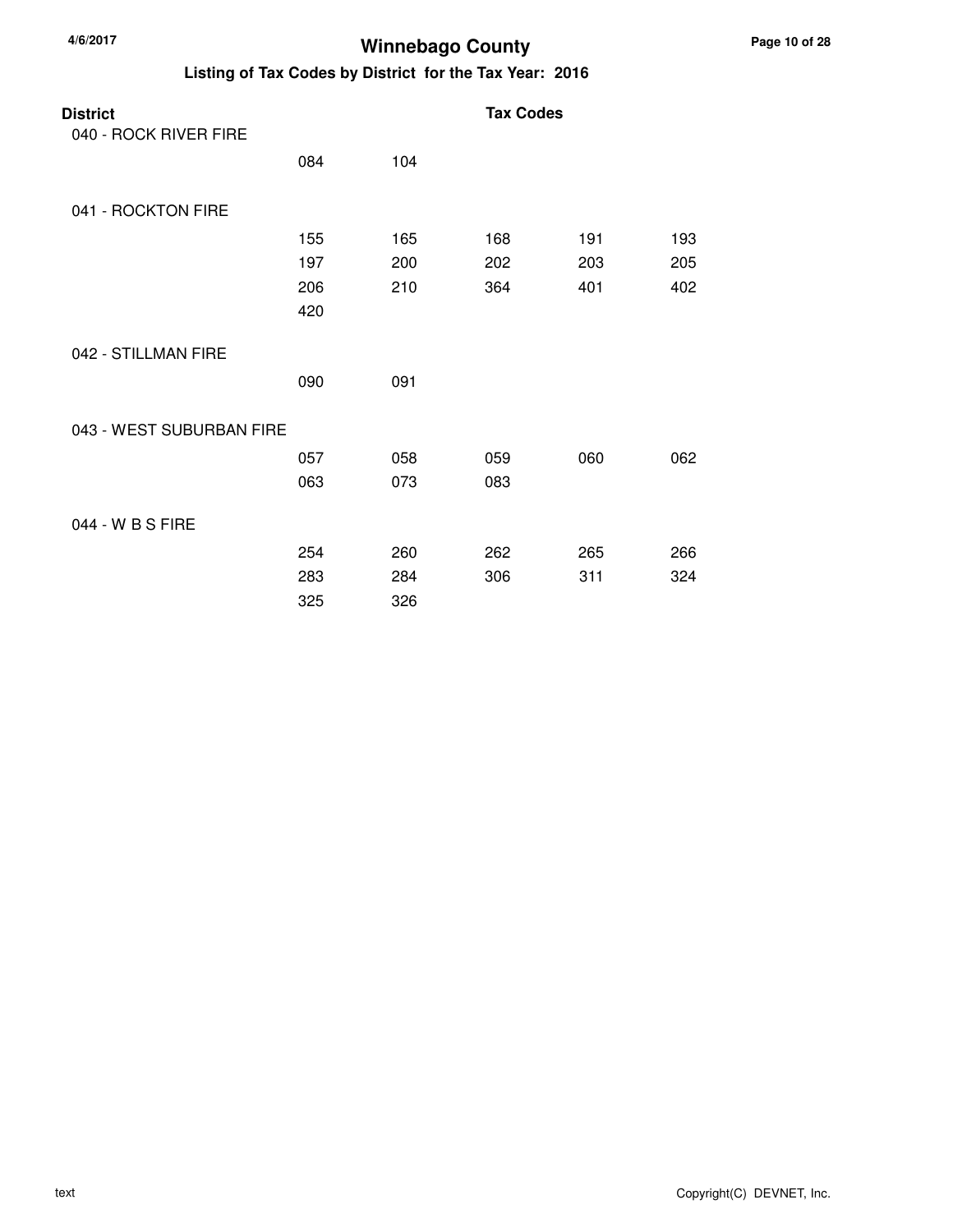# Winnebago County

## Listing of Tax Codes by District for the Tax Year: 2016

| District | Tax Codes | | | | |
|---|---|---|---|---|---|
| 040 - ROCK RIVER FIRE | | | | | |
| | 084 | 104 | | | |
| 041 - ROCKTON FIRE | | | | | |
| | 155 | 165 | 168 | 191 | 193 |
| | 197 | 200 | 202 | 203 | 205 |
| | 206 | 210 | 364 | 401 | 402 |
| | 420 | | | | |
| 042 - STILLMAN FIRE | | | | | |
| | 090 | 091 | | | |
| 043 - WEST SUBURBAN FIRE | | | | | |
| | 057 | 058 | 059 | 060 | 062 |
| | 063 | 073 | 083 | | |
| 044 - W B S FIRE | | | | | |
| | 254 | 260 | 262 | 265 | 266 |
| | 283 | 284 | 306 | 311 | 324 |
| | 325 | 326 | | | |

text

Copyright(C) DEVNET, Inc.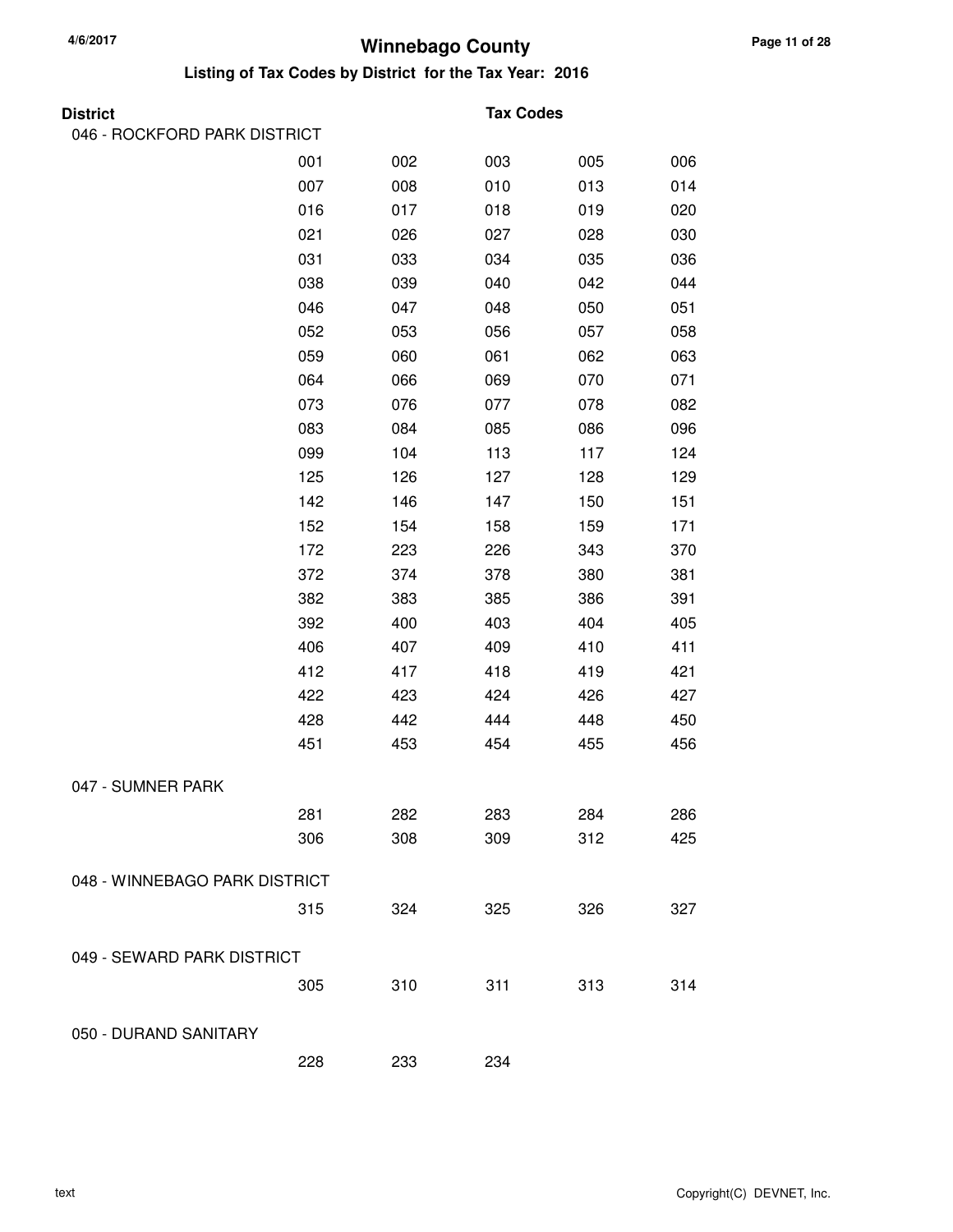# Winnebago County

## Listing of Tax Codes by District for the Tax Year: 2016

**District** **Tax Codes**

### 046 - ROCKFORD PARK DISTRICT

| | | | | |
|---|---|---|---|---|
| 001 | 002 | 003 | 005 | 006 |
| 007 | 008 | 010 | 013 | 014 |
| 016 | 017 | 018 | 019 | 020 |
| 021 | 026 | 027 | 028 | 030 |
| 031 | 033 | 034 | 035 | 036 |
| 038 | 039 | 040 | 042 | 044 |
| 046 | 047 | 048 | 050 | 051 |
| 052 | 053 | 056 | 057 | 058 |
| 059 | 060 | 061 | 062 | 063 |
| 064 | 066 | 069 | 070 | 071 |
| 073 | 076 | 077 | 078 | 082 |
| 083 | 084 | 085 | 086 | 096 |
| 099 | 104 | 113 | 117 | 124 |
| 125 | 126 | 127 | 128 | 129 |
| 142 | 146 | 147 | 150 | 151 |
| 152 | 154 | 158 | 159 | 171 |
| 172 | 223 | 226 | 343 | 370 |
| 372 | 374 | 378 | 380 | 381 |
| 382 | 383 | 385 | 386 | 391 |
| 392 | 400 | 403 | 404 | 405 |
| 406 | 407 | 409 | 410 | 411 |
| 412 | 417 | 418 | 419 | 421 |
| 422 | 423 | 424 | 426 | 427 |
| 428 | 442 | 444 | 448 | 450 |
| 451 | 453 | 454 | 455 | 456 |

### 047 - SUMNER PARK

| | | | | |
|---|---|---|---|---|
| 281 | 282 | 283 | 284 | 286 |
| 306 | 308 | 309 | 312 | 425 |

### 048 - WINNEBAGO PARK DISTRICT

| | | | | |
|---|---|---|---|---|
| 315 | 324 | 325 | 326 | 327 |

### 049 - SEWARD PARK DISTRICT

| | | | | |
|---|---|---|---|---|
| 305 | 310 | 311 | 313 | 314 |

### 050 - DURAND SANITARY

| | | |
|---|---|---|
| 228 | 233 | 234 |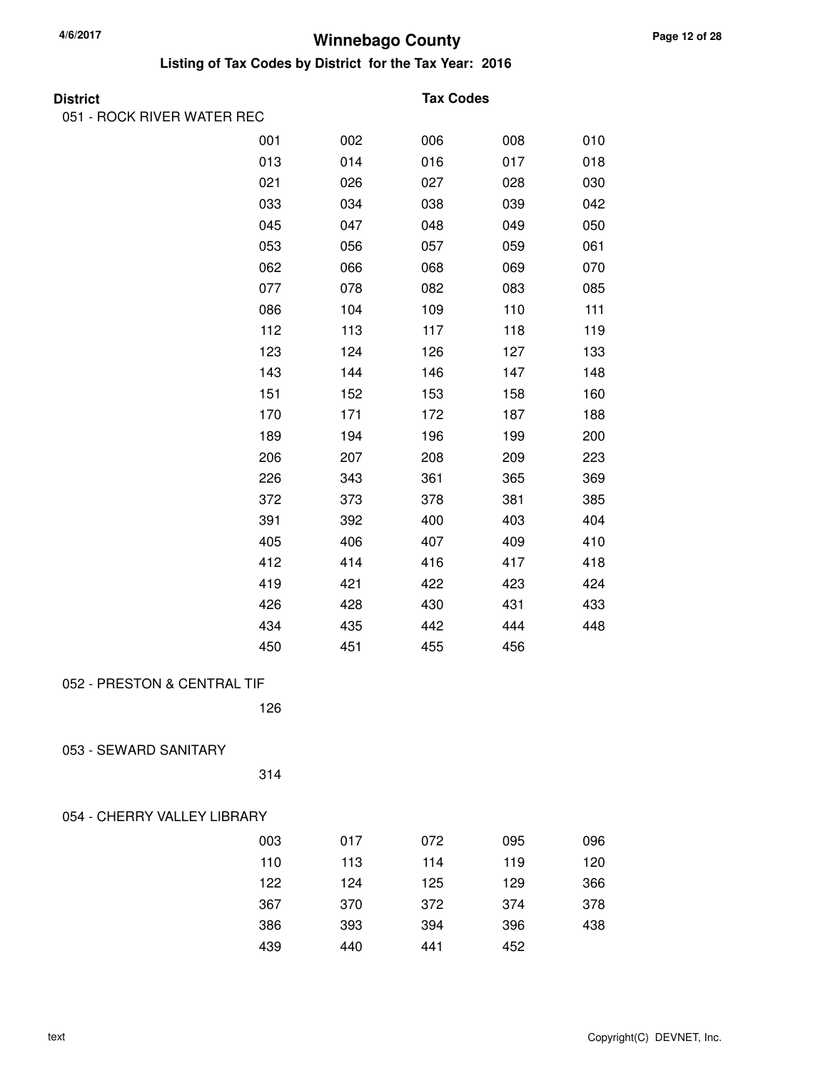# Winnebago County

## Listing of Tax Codes by District for the Tax Year: 2016

**District** — **Tax Codes**

### 051 - ROCK RIVER WATER REC

| | | | | |
|---|---|---|---|---|
| 001 | 002 | 006 | 008 | 010 |
| 013 | 014 | 016 | 017 | 018 |
| 021 | 026 | 027 | 028 | 030 |
| 033 | 034 | 038 | 039 | 042 |
| 045 | 047 | 048 | 049 | 050 |
| 053 | 056 | 057 | 059 | 061 |
| 062 | 066 | 068 | 069 | 070 |
| 077 | 078 | 082 | 083 | 085 |
| 086 | 104 | 109 | 110 | 111 |
| 112 | 113 | 117 | 118 | 119 |
| 123 | 124 | 126 | 127 | 133 |
| 143 | 144 | 146 | 147 | 148 |
| 151 | 152 | 153 | 158 | 160 |
| 170 | 171 | 172 | 187 | 188 |
| 189 | 194 | 196 | 199 | 200 |
| 206 | 207 | 208 | 209 | 223 |
| 226 | 343 | 361 | 365 | 369 |
| 372 | 373 | 378 | 381 | 385 |
| 391 | 392 | 400 | 403 | 404 |
| 405 | 406 | 407 | 409 | 410 |
| 412 | 414 | 416 | 417 | 418 |
| 419 | 421 | 422 | 423 | 424 |
| 426 | 428 | 430 | 431 | 433 |
| 434 | 435 | 442 | 444 | 448 |
| 450 | 451 | 455 | 456 | |

### 052 - PRESTON & CENTRAL TIF

126

### 053 - SEWARD SANITARY

314

### 054 - CHERRY VALLEY LIBRARY

| | | | | |
|---|---|---|---|---|
| 003 | 017 | 072 | 095 | 096 |
| 110 | 113 | 114 | 119 | 120 |
| 122 | 124 | 125 | 129 | 366 |
| 367 | 370 | 372 | 374 | 378 |
| 386 | 393 | 394 | 396 | 438 |
| 439 | 440 | 441 | 452 | |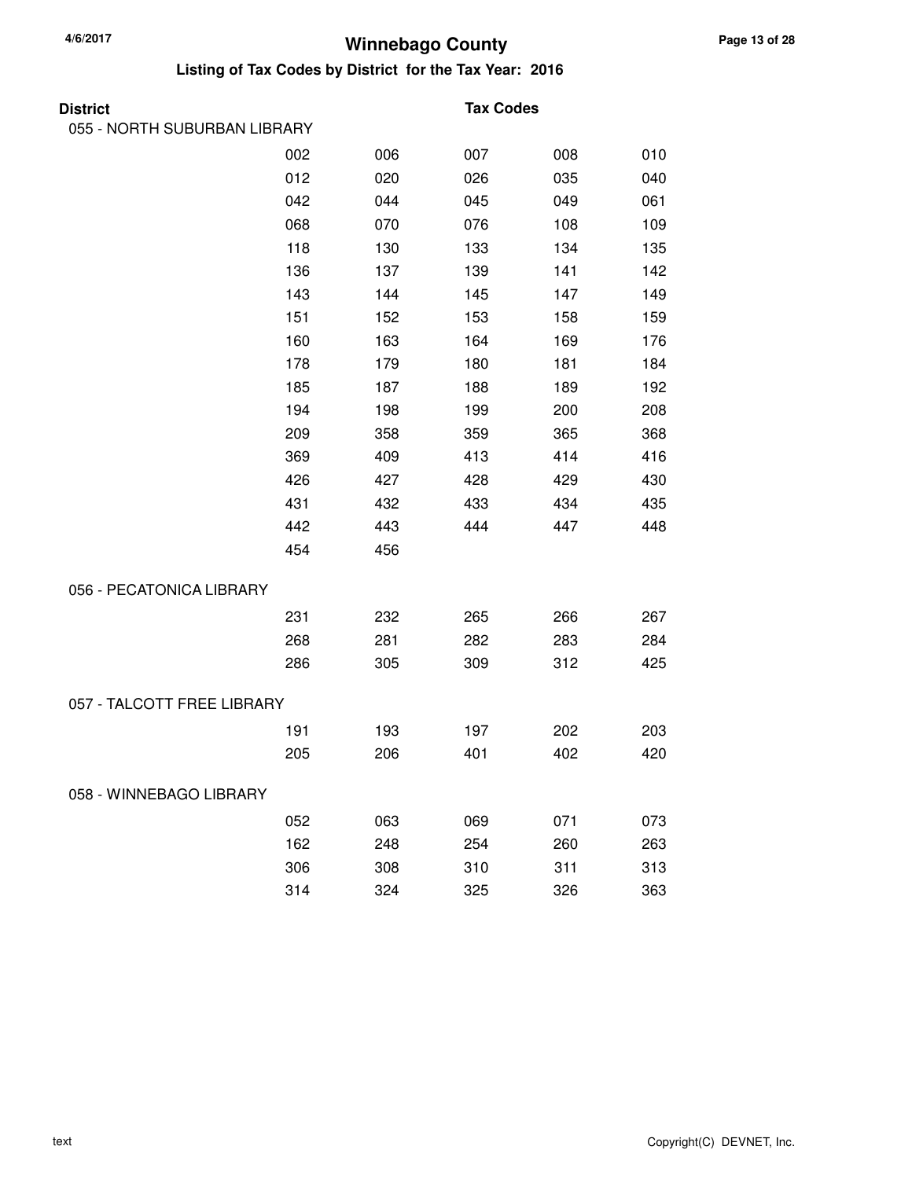# Winnebago County

## Listing of Tax Codes by District for the Tax Year: 2016

| District | Tax Codes | | | | |
|---|---|---|---|---|---|
| **055 - NORTH SUBURBAN LIBRARY** | | | | | |
| | 002 | 006 | 007 | 008 | 010 |
| | 012 | 020 | 026 | 035 | 040 |
| | 042 | 044 | 045 | 049 | 061 |
| | 068 | 070 | 076 | 108 | 109 |
| | 118 | 130 | 133 | 134 | 135 |
| | 136 | 137 | 139 | 141 | 142 |
| | 143 | 144 | 145 | 147 | 149 |
| | 151 | 152 | 153 | 158 | 159 |
| | 160 | 163 | 164 | 169 | 176 |
| | 178 | 179 | 180 | 181 | 184 |
| | 185 | 187 | 188 | 189 | 192 |
| | 194 | 198 | 199 | 200 | 208 |
| | 209 | 358 | 359 | 365 | 368 |
| | 369 | 409 | 413 | 414 | 416 |
| | 426 | 427 | 428 | 429 | 430 |
| | 431 | 432 | 433 | 434 | 435 |
| | 442 | 443 | 444 | 447 | 448 |
| | 454 | 456 | | | |
| **056 - PECATONICA LIBRARY** | | | | | |
| | 231 | 232 | 265 | 266 | 267 |
| | 268 | 281 | 282 | 283 | 284 |
| | 286 | 305 | 309 | 312 | 425 |
| **057 - TALCOTT FREE LIBRARY** | | | | | |
| | 191 | 193 | 197 | 202 | 203 |
| | 205 | 206 | 401 | 402 | 420 |
| **058 - WINNEBAGO LIBRARY** | | | | | |
| | 052 | 063 | 069 | 071 | 073 |
| | 162 | 248 | 254 | 260 | 263 |
| | 306 | 308 | 310 | 311 | 313 |
| | 314 | 324 | 325 | 326 | 363 |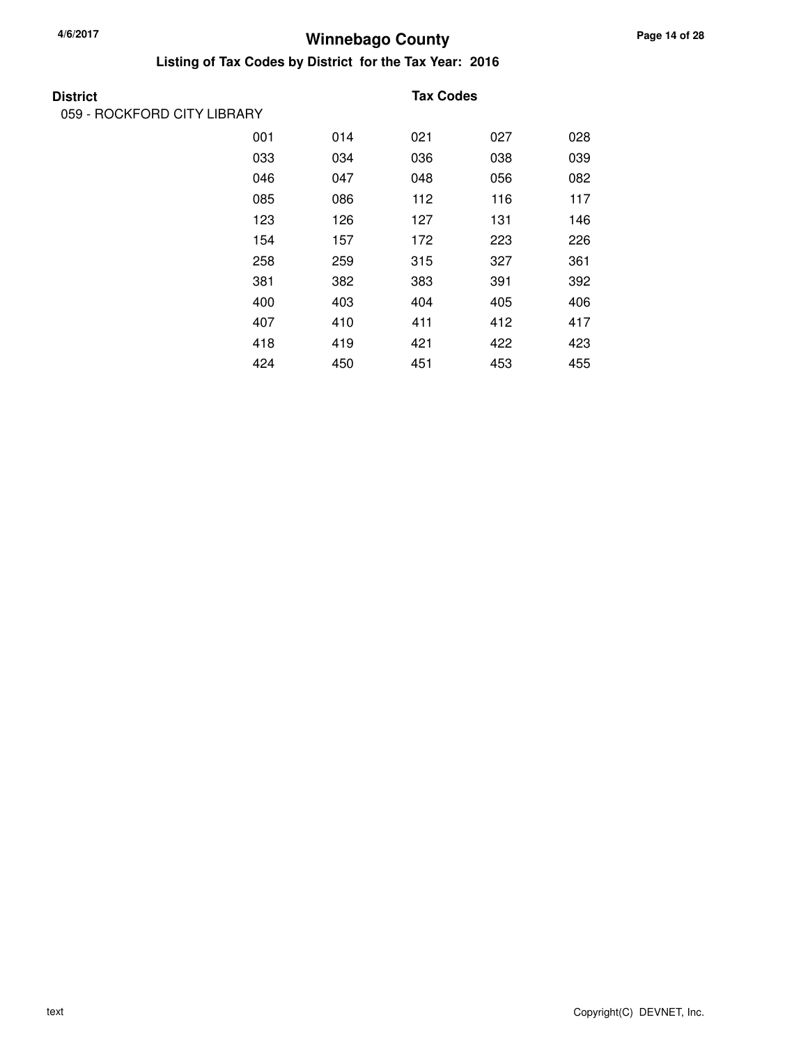# Winnebago County

## Listing of Tax Codes by District for the Tax Year: 2016

**District** | **Tax Codes**

059 - ROCKFORD CITY LIBRARY

| | | | | |
|---|---|---|---|---|
| 001 | 014 | 021 | 027 | 028 |
| 033 | 034 | 036 | 038 | 039 |
| 046 | 047 | 048 | 056 | 082 |
| 085 | 086 | 112 | 116 | 117 |
| 123 | 126 | 127 | 131 | 146 |
| 154 | 157 | 172 | 223 | 226 |
| 258 | 259 | 315 | 327 | 361 |
| 381 | 382 | 383 | 391 | 392 |
| 400 | 403 | 404 | 405 | 406 |
| 407 | 410 | 411 | 412 | 417 |
| 418 | 419 | 421 | 422 | 423 |
| 424 | 450 | 451 | 453 | 455 |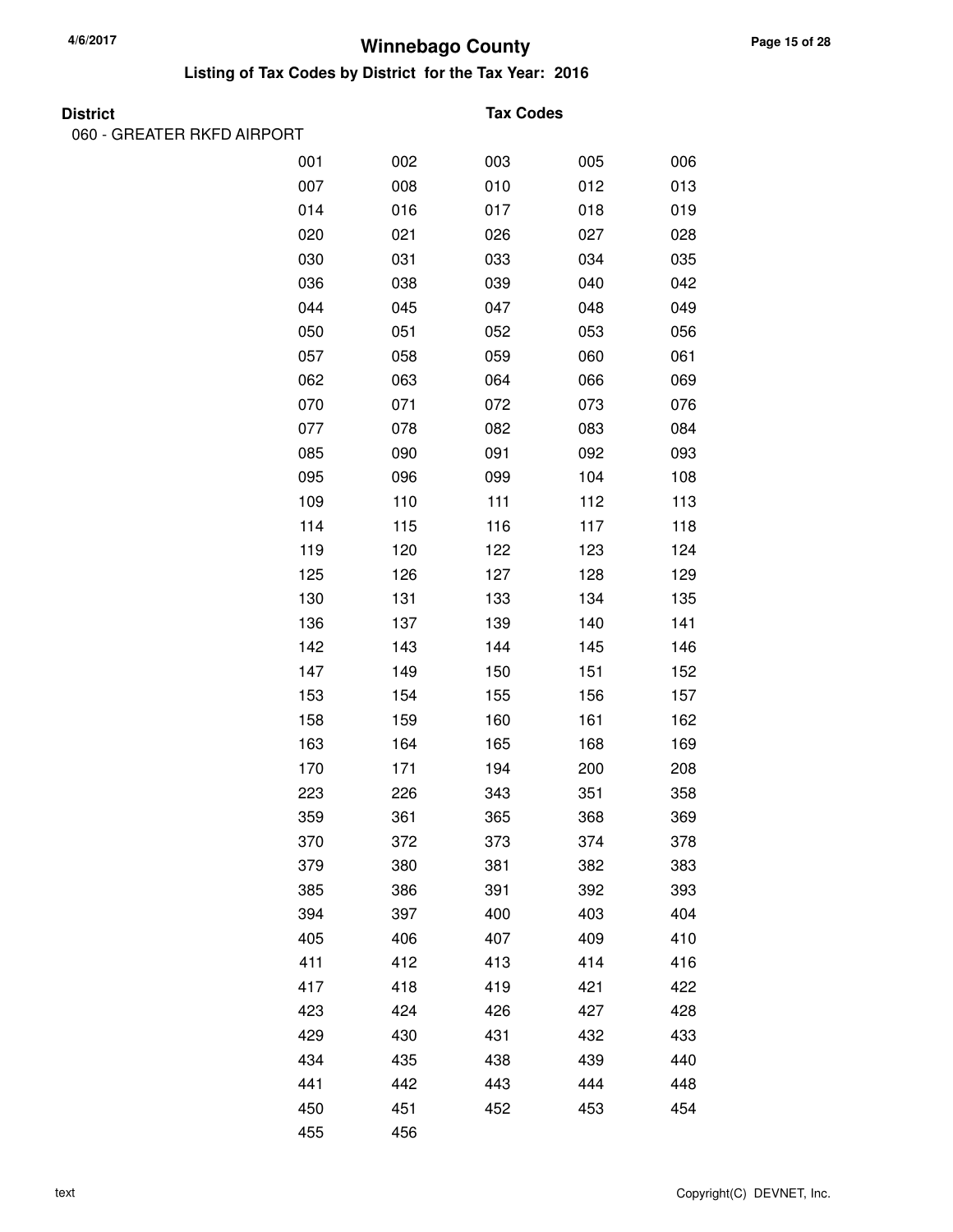# Winnebago County

## Listing of Tax Codes by District for the Tax Year: 2016

| District | Tax Codes | | | | |
|---|---|---|---|---|---|
| 060 - GREATER RKFD AIRPORT | | | | | |
| | 001 | 002 | 003 | 005 | 006 |
| | 007 | 008 | 010 | 012 | 013 |
| | 014 | 016 | 017 | 018 | 019 |
| | 020 | 021 | 026 | 027 | 028 |
| | 030 | 031 | 033 | 034 | 035 |
| | 036 | 038 | 039 | 040 | 042 |
| | 044 | 045 | 047 | 048 | 049 |
| | 050 | 051 | 052 | 053 | 056 |
| | 057 | 058 | 059 | 060 | 061 |
| | 062 | 063 | 064 | 066 | 069 |
| | 070 | 071 | 072 | 073 | 076 |
| | 077 | 078 | 082 | 083 | 084 |
| | 085 | 090 | 091 | 092 | 093 |
| | 095 | 096 | 099 | 104 | 108 |
| | 109 | 110 | 111 | 112 | 113 |
| | 114 | 115 | 116 | 117 | 118 |
| | 119 | 120 | 122 | 123 | 124 |
| | 125 | 126 | 127 | 128 | 129 |
| | 130 | 131 | 133 | 134 | 135 |
| | 136 | 137 | 139 | 140 | 141 |
| | 142 | 143 | 144 | 145 | 146 |
| | 147 | 149 | 150 | 151 | 152 |
| | 153 | 154 | 155 | 156 | 157 |
| | 158 | 159 | 160 | 161 | 162 |
| | 163 | 164 | 165 | 168 | 169 |
| | 170 | 171 | 194 | 200 | 208 |
| | 223 | 226 | 343 | 351 | 358 |
| | 359 | 361 | 365 | 368 | 369 |
| | 370 | 372 | 373 | 374 | 378 |
| | 379 | 380 | 381 | 382 | 383 |
| | 385 | 386 | 391 | 392 | 393 |
| | 394 | 397 | 400 | 403 | 404 |
| | 405 | 406 | 407 | 409 | 410 |
| | 411 | 412 | 413 | 414 | 416 |
| | 417 | 418 | 419 | 421 | 422 |
| | 423 | 424 | 426 | 427 | 428 |
| | 429 | 430 | 431 | 432 | 433 |
| | 434 | 435 | 438 | 439 | 440 |
| | 441 | 442 | 443 | 444 | 448 |
| | 450 | 451 | 452 | 453 | 454 |
| | 455 | 456 | | | |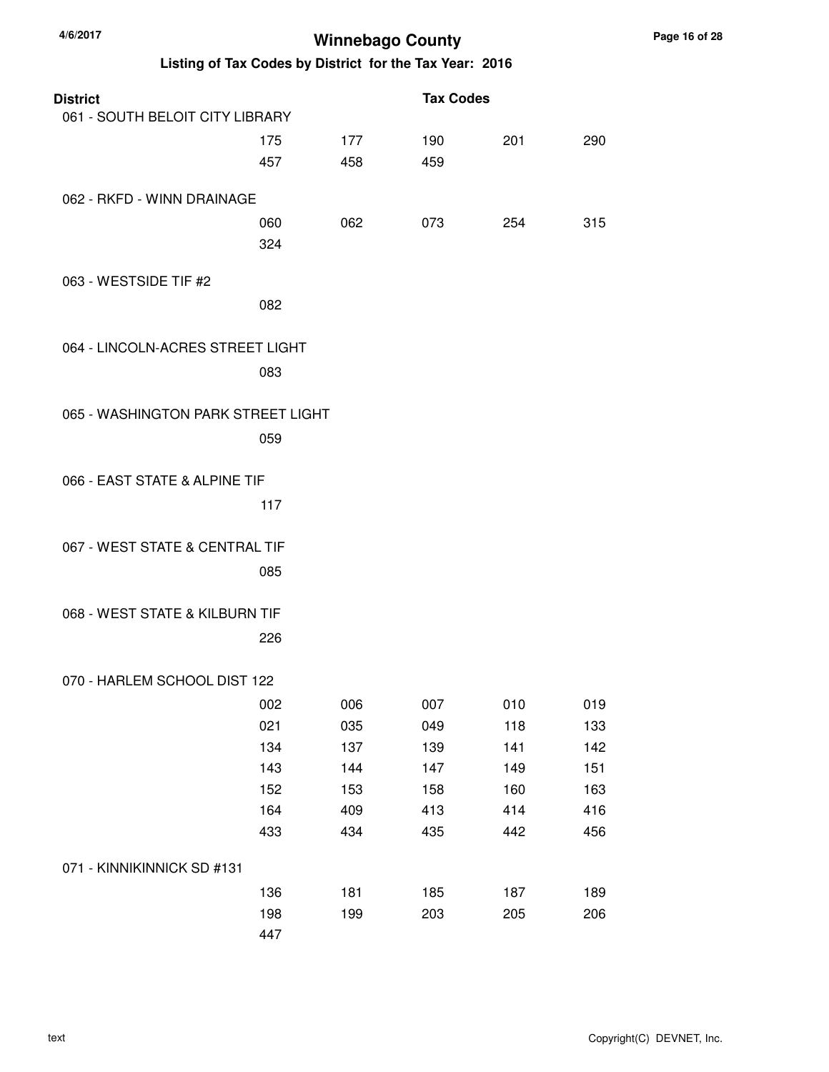# Winnebago County

## Listing of Tax Codes by District for the Tax Year: 2016

| District | Tax Codes | | | | |
|---|---|---|---|---|---|
| 061 - SOUTH BELOIT CITY LIBRARY | | | | | |
| | 175 | 177 | 190 | 201 | 290 |
| | 457 | 458 | 459 | | |
| 062 - RKFD - WINN DRAINAGE | | | | | |
| | 060 | 062 | 073 | 254 | 315 |
| | 324 | | | | |
| 063 - WESTSIDE TIF #2 | | | | | |
| | 082 | | | | |
| 064 - LINCOLN-ACRES STREET LIGHT | | | | | |
| | 083 | | | | |
| 065 - WASHINGTON PARK STREET LIGHT | | | | | |
| | 059 | | | | |
| 066 - EAST STATE & ALPINE TIF | | | | | |
| | 117 | | | | |
| 067 - WEST STATE & CENTRAL TIF | | | | | |
| | 085 | | | | |
| 068 - WEST STATE & KILBURN TIF | | | | | |
| | 226 | | | | |
| 070 - HARLEM SCHOOL DIST 122 | | | | | |
| | 002 | 006 | 007 | 010 | 019 |
| | 021 | 035 | 049 | 118 | 133 |
| | 134 | 137 | 139 | 141 | 142 |
| | 143 | 144 | 147 | 149 | 151 |
| | 152 | 153 | 158 | 160 | 163 |
| | 164 | 409 | 413 | 414 | 416 |
| | 433 | 434 | 435 | 442 | 456 |
| 071 - KINNIKINNICK SD #131 | | | | | |
| | 136 | 181 | 185 | 187 | 189 |
| | 198 | 199 | 203 | 205 | 206 |
| | 447 | | | | |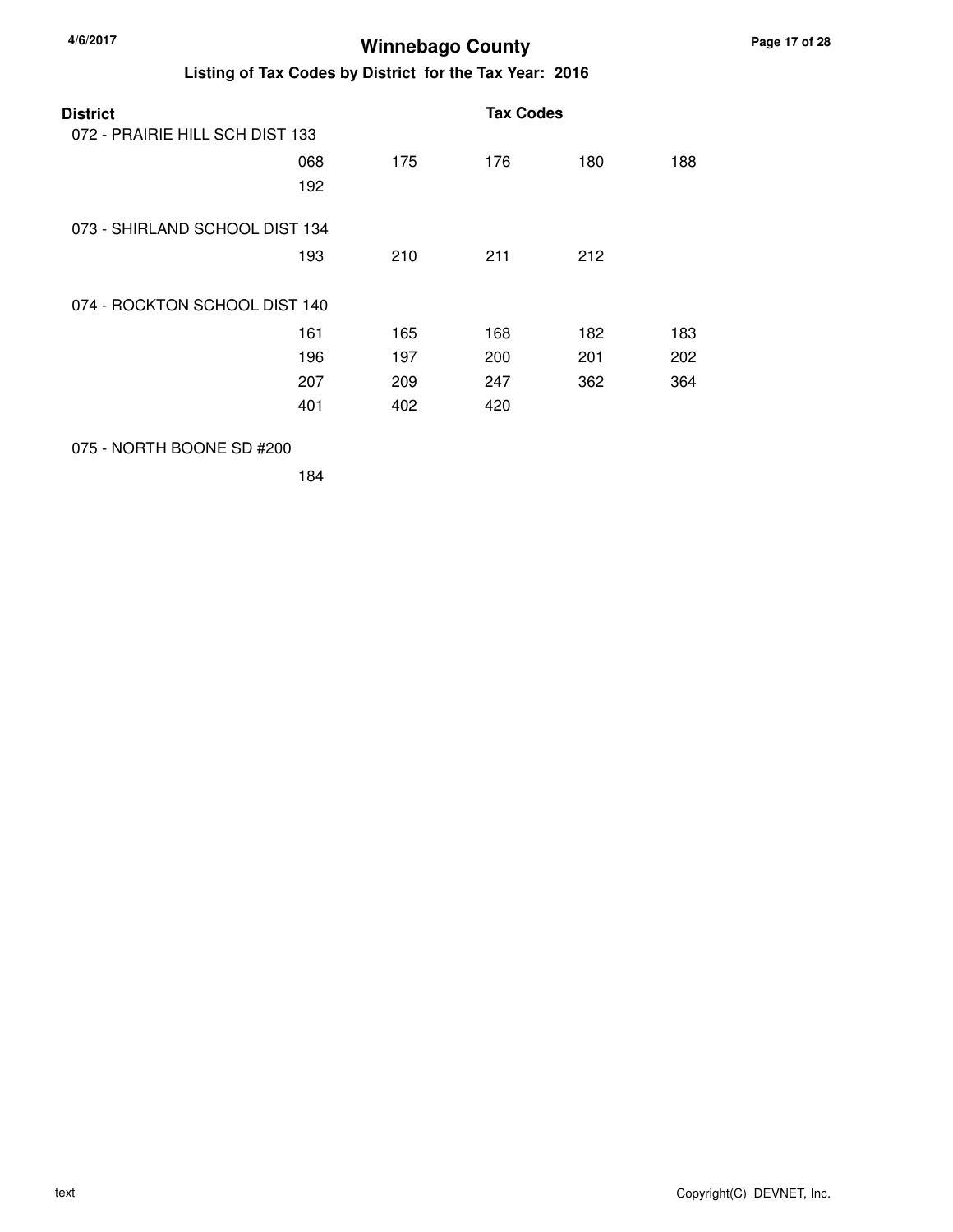# Winnebago County

## Listing of Tax Codes by District for the Tax Year: 2016

| District | Tax Codes | | | | |
|---|---|---|---|---|---|
| 072 - PRAIRIE HILL SCH DIST 133 | | | | | |
| | 068 | 175 | 176 | 180 | 188 |
| | 192 | | | | |
| 073 - SHIRLAND SCHOOL DIST 134 | | | | | |
| | 193 | 210 | 211 | 212 | |
| 074 - ROCKTON SCHOOL DIST 140 | | | | | |
| | 161 | 165 | 168 | 182 | 183 |
| | 196 | 197 | 200 | 201 | 202 |
| | 207 | 209 | 247 | 362 | 364 |
| | 401 | 402 | 420 | | |
| 075 - NORTH BOONE SD #200 | | | | | |
| | 184 | | | | |

text

Copyright(C) DEVNET, Inc.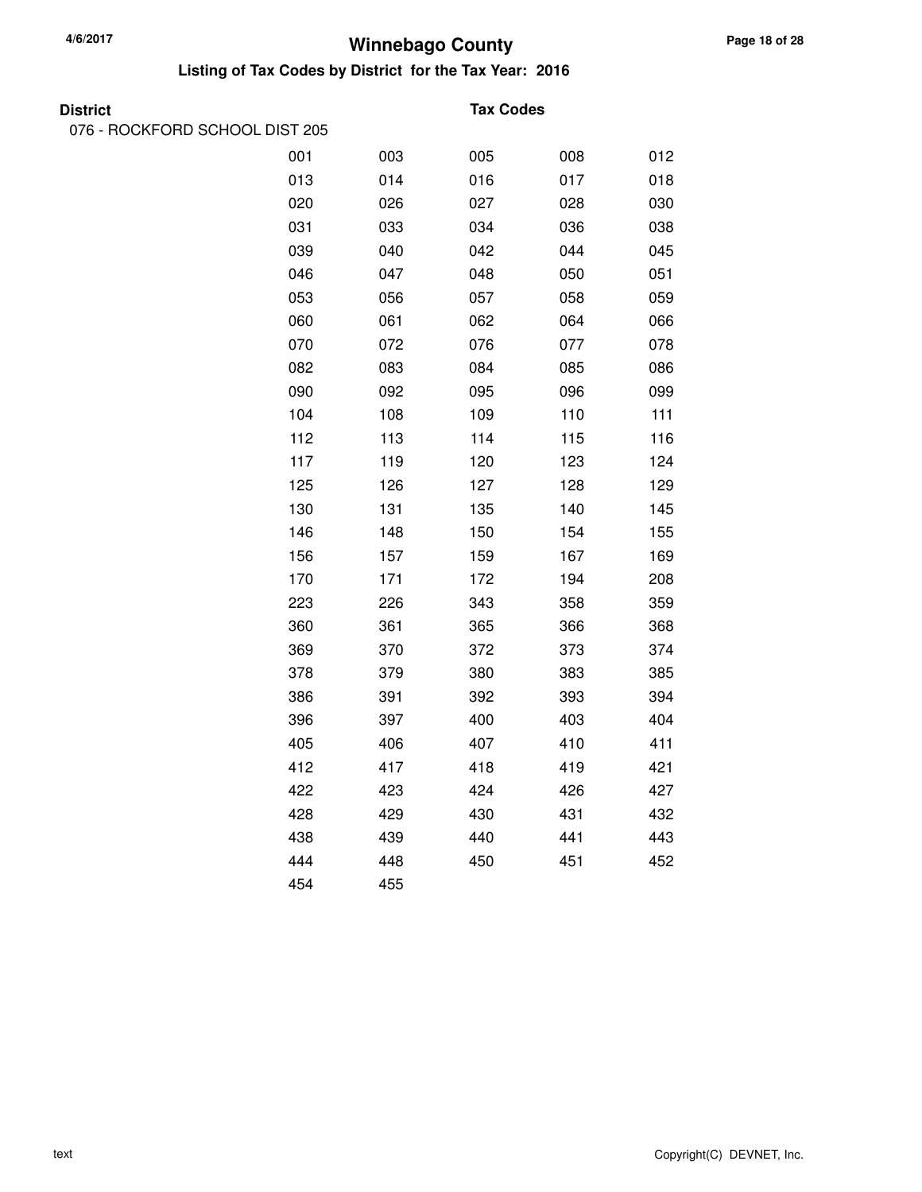# Winnebago County

## Listing of Tax Codes by District for the Tax Year: 2016

**District** | **Tax Codes**

076 - ROCKFORD SCHOOL DIST 205

| | | | | |
|---|---|---|---|---|
| 001 | 003 | 005 | 008 | 012 |
| 013 | 014 | 016 | 017 | 018 |
| 020 | 026 | 027 | 028 | 030 |
| 031 | 033 | 034 | 036 | 038 |
| 039 | 040 | 042 | 044 | 045 |
| 046 | 047 | 048 | 050 | 051 |
| 053 | 056 | 057 | 058 | 059 |
| 060 | 061 | 062 | 064 | 066 |
| 070 | 072 | 076 | 077 | 078 |
| 082 | 083 | 084 | 085 | 086 |
| 090 | 092 | 095 | 096 | 099 |
| 104 | 108 | 109 | 110 | 111 |
| 112 | 113 | 114 | 115 | 116 |
| 117 | 119 | 120 | 123 | 124 |
| 125 | 126 | 127 | 128 | 129 |
| 130 | 131 | 135 | 140 | 145 |
| 146 | 148 | 150 | 154 | 155 |
| 156 | 157 | 159 | 167 | 169 |
| 170 | 171 | 172 | 194 | 208 |
| 223 | 226 | 343 | 358 | 359 |
| 360 | 361 | 365 | 366 | 368 |
| 369 | 370 | 372 | 373 | 374 |
| 378 | 379 | 380 | 383 | 385 |
| 386 | 391 | 392 | 393 | 394 |
| 396 | 397 | 400 | 403 | 404 |
| 405 | 406 | 407 | 410 | 411 |
| 412 | 417 | 418 | 419 | 421 |
| 422 | 423 | 424 | 426 | 427 |
| 428 | 429 | 430 | 431 | 432 |
| 438 | 439 | 440 | 441 | 443 |
| 444 | 448 | 450 | 451 | 452 |
| 454 | 455 | | | |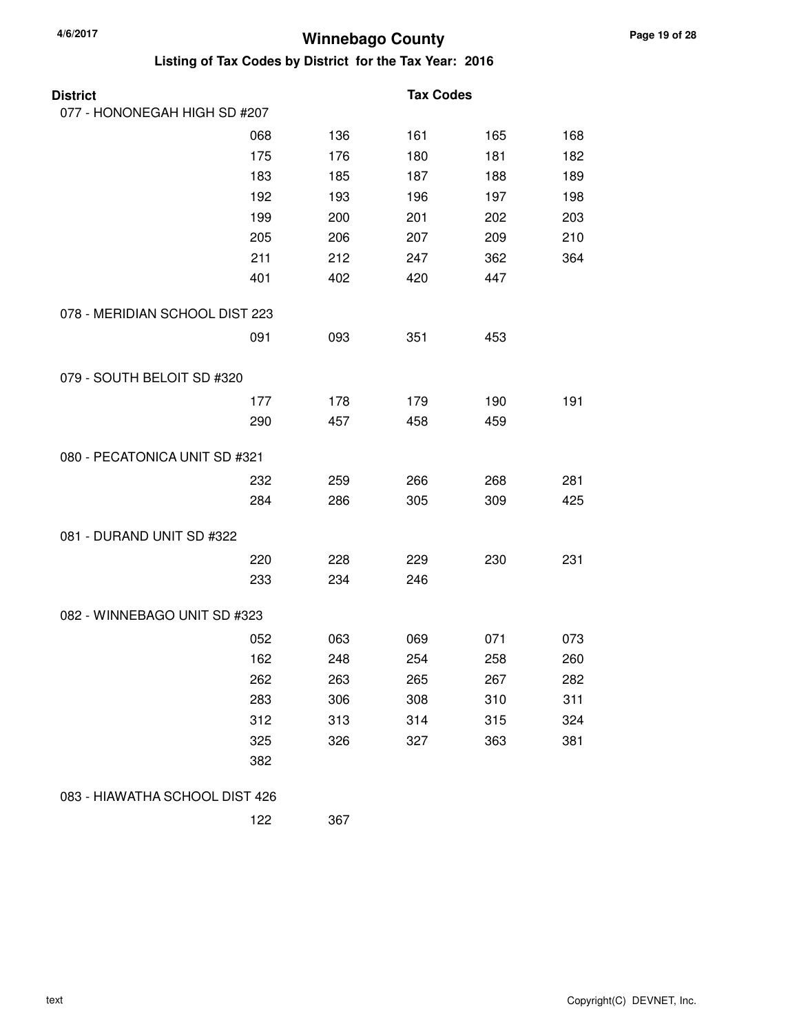# Winnebago County

## Listing of Tax Codes by District for the Tax Year: 2016

| District | Tax Codes | | | | |
|---|---|---|---|---|---|
| 077 - HONONEGAH HIGH SD #207 | | | | | |
| | 068 | 136 | 161 | 165 | 168 |
| | 175 | 176 | 180 | 181 | 182 |
| | 183 | 185 | 187 | 188 | 189 |
| | 192 | 193 | 196 | 197 | 198 |
| | 199 | 200 | 201 | 202 | 203 |
| | 205 | 206 | 207 | 209 | 210 |
| | 211 | 212 | 247 | 362 | 364 |
| | 401 | 402 | 420 | 447 | |
| 078 - MERIDIAN SCHOOL DIST 223 | | | | | |
| | 091 | 093 | 351 | 453 | |
| 079 - SOUTH BELOIT SD #320 | | | | | |
| | 177 | 178 | 179 | 190 | 191 |
| | 290 | 457 | 458 | 459 | |
| 080 - PECATONICA UNIT SD #321 | | | | | |
| | 232 | 259 | 266 | 268 | 281 |
| | 284 | 286 | 305 | 309 | 425 |
| 081 - DURAND UNIT SD #322 | | | | | |
| | 220 | 228 | 229 | 230 | 231 |
| | 233 | 234 | 246 | | |
| 082 - WINNEBAGO UNIT SD #323 | | | | | |
| | 052 | 063 | 069 | 071 | 073 |
| | 162 | 248 | 254 | 258 | 260 |
| | 262 | 263 | 265 | 267 | 282 |
| | 283 | 306 | 308 | 310 | 311 |
| | 312 | 313 | 314 | 315 | 324 |
| | 325 | 326 | 327 | 363 | 381 |
| | 382 | | | | |
| 083 - HIAWATHA SCHOOL DIST 426 | | | | | |
| | 122 | 367 | | | |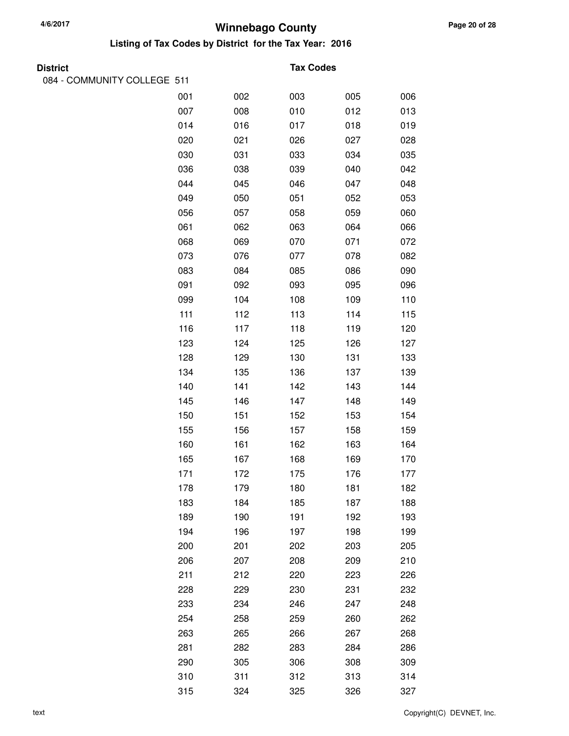# Winnebago County

## Listing of Tax Codes by District for the Tax Year: 2016

**District** | **Tax Codes**

084 - COMMUNITY COLLEGE 511

| | | | | |
|---|---|---|---|---|
| 001 | 002 | 003 | 005 | 006 |
| 007 | 008 | 010 | 012 | 013 |
| 014 | 016 | 017 | 018 | 019 |
| 020 | 021 | 026 | 027 | 028 |
| 030 | 031 | 033 | 034 | 035 |
| 036 | 038 | 039 | 040 | 042 |
| 044 | 045 | 046 | 047 | 048 |
| 049 | 050 | 051 | 052 | 053 |
| 056 | 057 | 058 | 059 | 060 |
| 061 | 062 | 063 | 064 | 066 |
| 068 | 069 | 070 | 071 | 072 |
| 073 | 076 | 077 | 078 | 082 |
| 083 | 084 | 085 | 086 | 090 |
| 091 | 092 | 093 | 095 | 096 |
| 099 | 104 | 108 | 109 | 110 |
| 111 | 112 | 113 | 114 | 115 |
| 116 | 117 | 118 | 119 | 120 |
| 123 | 124 | 125 | 126 | 127 |
| 128 | 129 | 130 | 131 | 133 |
| 134 | 135 | 136 | 137 | 139 |
| 140 | 141 | 142 | 143 | 144 |
| 145 | 146 | 147 | 148 | 149 |
| 150 | 151 | 152 | 153 | 154 |
| 155 | 156 | 157 | 158 | 159 |
| 160 | 161 | 162 | 163 | 164 |
| 165 | 167 | 168 | 169 | 170 |
| 171 | 172 | 175 | 176 | 177 |
| 178 | 179 | 180 | 181 | 182 |
| 183 | 184 | 185 | 187 | 188 |
| 189 | 190 | 191 | 192 | 193 |
| 194 | 196 | 197 | 198 | 199 |
| 200 | 201 | 202 | 203 | 205 |
| 206 | 207 | 208 | 209 | 210 |
| 211 | 212 | 220 | 223 | 226 |
| 228 | 229 | 230 | 231 | 232 |
| 233 | 234 | 246 | 247 | 248 |
| 254 | 258 | 259 | 260 | 262 |
| 263 | 265 | 266 | 267 | 268 |
| 281 | 282 | 283 | 284 | 286 |
| 290 | 305 | 306 | 308 | 309 |
| 310 | 311 | 312 | 313 | 314 |
| 315 | 324 | 325 | 326 | 327 |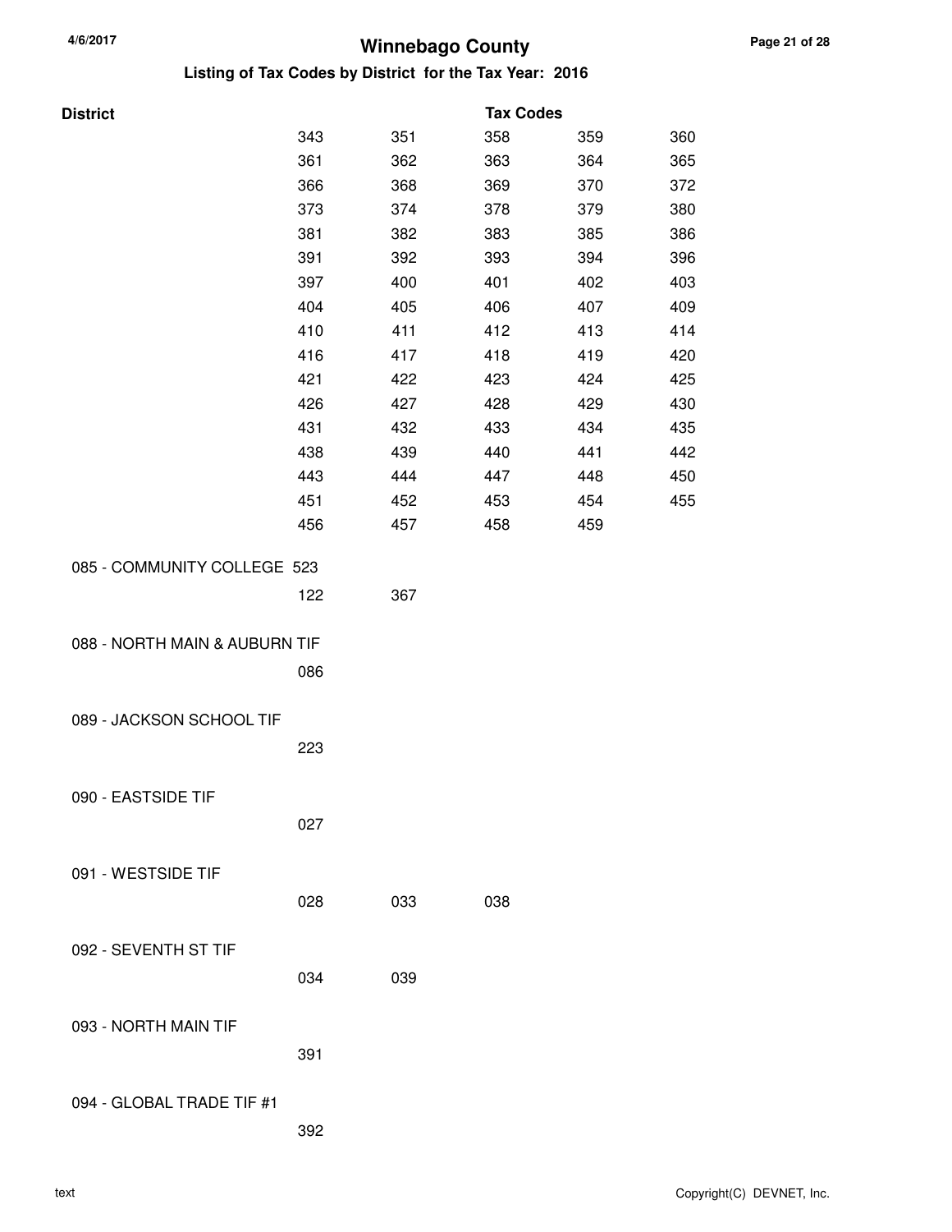# Winnebago County

## Listing of Tax Codes by District for the Tax Year: 2016

| District | Tax Codes | | | | |
|---|---|---|---|---|---|
| | 343 | 351 | 358 | 359 | 360 |
| | 361 | 362 | 363 | 364 | 365 |
| | 366 | 368 | 369 | 370 | 372 |
| | 373 | 374 | 378 | 379 | 380 |
| | 381 | 382 | 383 | 385 | 386 |
| | 391 | 392 | 393 | 394 | 396 |
| | 397 | 400 | 401 | 402 | 403 |
| | 404 | 405 | 406 | 407 | 409 |
| | 410 | 411 | 412 | 413 | 414 |
| | 416 | 417 | 418 | 419 | 420 |
| | 421 | 422 | 423 | 424 | 425 |
| | 426 | 427 | 428 | 429 | 430 |
| | 431 | 432 | 433 | 434 | 435 |
| | 438 | 439 | 440 | 441 | 442 |
| | 443 | 444 | 447 | 448 | 450 |
| | 451 | 452 | 453 | 454 | 455 |
| | 456 | 457 | 458 | 459 | |
| 085 - COMMUNITY COLLEGE 523 | | | | | |
| | 122 | 367 | | | |
| 088 - NORTH MAIN & AUBURN TIF | | | | | |
| | 086 | | | | |
| 089 - JACKSON SCHOOL TIF | | | | | |
| | 223 | | | | |
| 090 - EASTSIDE TIF | | | | | |
| | 027 | | | | |
| 091 - WESTSIDE TIF | | | | | |
| | 028 | 033 | 038 | | |
| 092 - SEVENTH ST TIF | | | | | |
| | 034 | 039 | | | |
| 093 - NORTH MAIN TIF | | | | | |
| | 391 | | | | |
| 094 - GLOBAL TRADE TIF #1 | | | | | |
| | 392 | | | | |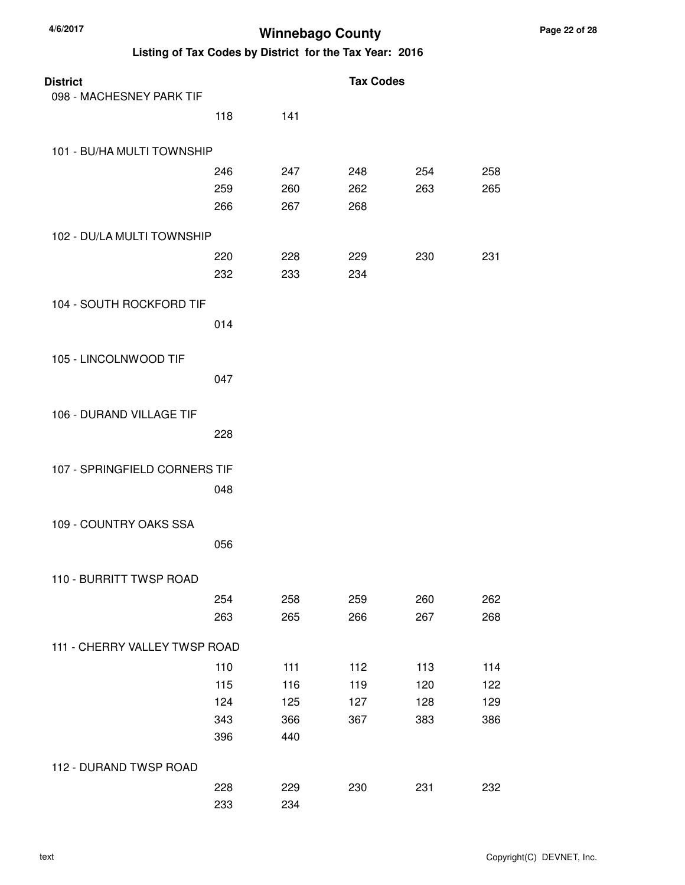# Winnebago County

## Listing of Tax Codes by District for the Tax Year: 2016

| District | Tax Codes | | | | |
|---|---|---|---|---|---|
| 098 - MACHESNEY PARK TIF | | | | | |
| | 118 | 141 | | | |
| 101 - BU/HA MULTI TOWNSHIP | | | | | |
| | 246 | 247 | 248 | 254 | 258 |
| | 259 | 260 | 262 | 263 | 265 |
| | 266 | 267 | 268 | | |
| 102 - DU/LA MULTI TOWNSHIP | | | | | |
| | 220 | 228 | 229 | 230 | 231 |
| | 232 | 233 | 234 | | |
| 104 - SOUTH ROCKFORD TIF | | | | | |
| | 014 | | | | |
| 105 - LINCOLNWOOD TIF | | | | | |
| | 047 | | | | |
| 106 - DURAND VILLAGE TIF | | | | | |
| | 228 | | | | |
| 107 - SPRINGFIELD CORNERS TIF | | | | | |
| | 048 | | | | |
| 109 - COUNTRY OAKS SSA | | | | | |
| | 056 | | | | |
| 110 - BURRITT TWSP ROAD | | | | | |
| | 254 | 258 | 259 | 260 | 262 |
| | 263 | 265 | 266 | 267 | 268 |
| 111 - CHERRY VALLEY TWSP ROAD | | | | | |
| | 110 | 111 | 112 | 113 | 114 |
| | 115 | 116 | 119 | 120 | 122 |
| | 124 | 125 | 127 | 128 | 129 |
| | 343 | 366 | 367 | 383 | 386 |
| | 396 | 440 | | | |
| 112 - DURAND TWSP ROAD | | | | | |
| | 228 | 229 | 230 | 231 | 232 |
| | 233 | 234 | | | |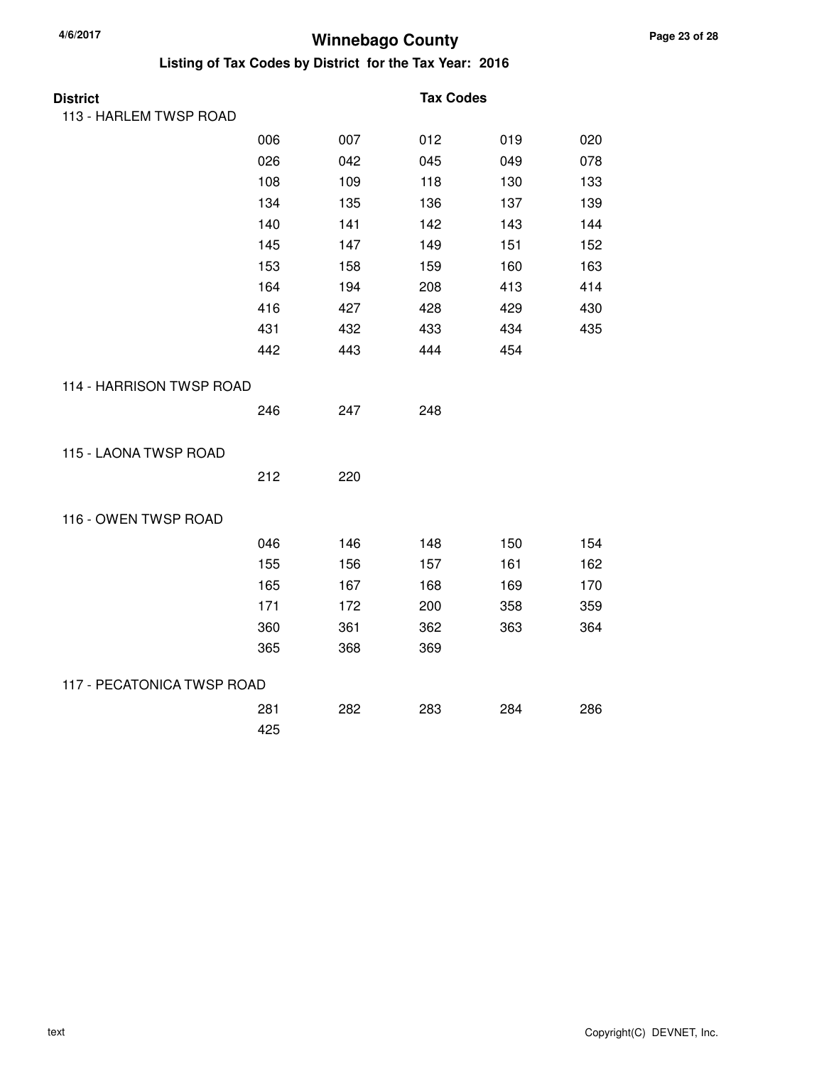# Winnebago County

## Listing of Tax Codes by District for the Tax Year: 2016

| District | Tax Codes | | | | |
|---|---|---|---|---|---|
| 113 - HARLEM TWSP ROAD | | | | | |
| | 006 | 007 | 012 | 019 | 020 |
| | 026 | 042 | 045 | 049 | 078 |
| | 108 | 109 | 118 | 130 | 133 |
| | 134 | 135 | 136 | 137 | 139 |
| | 140 | 141 | 142 | 143 | 144 |
| | 145 | 147 | 149 | 151 | 152 |
| | 153 | 158 | 159 | 160 | 163 |
| | 164 | 194 | 208 | 413 | 414 |
| | 416 | 427 | 428 | 429 | 430 |
| | 431 | 432 | 433 | 434 | 435 |
| | 442 | 443 | 444 | 454 | |
| 114 - HARRISON TWSP ROAD | | | | | |
| | 246 | 247 | 248 | | |
| 115 - LAONA TWSP ROAD | | | | | |
| | 212 | 220 | | | |
| 116 - OWEN TWSP ROAD | | | | | |
| | 046 | 146 | 148 | 150 | 154 |
| | 155 | 156 | 157 | 161 | 162 |
| | 165 | 167 | 168 | 169 | 170 |
| | 171 | 172 | 200 | 358 | 359 |
| | 360 | 361 | 362 | 363 | 364 |
| | 365 | 368 | 369 | | |
| 117 - PECATONICA TWSP ROAD | | | | | |
| | 281 | 282 | 283 | 284 | 286 |
| | 425 | | | | |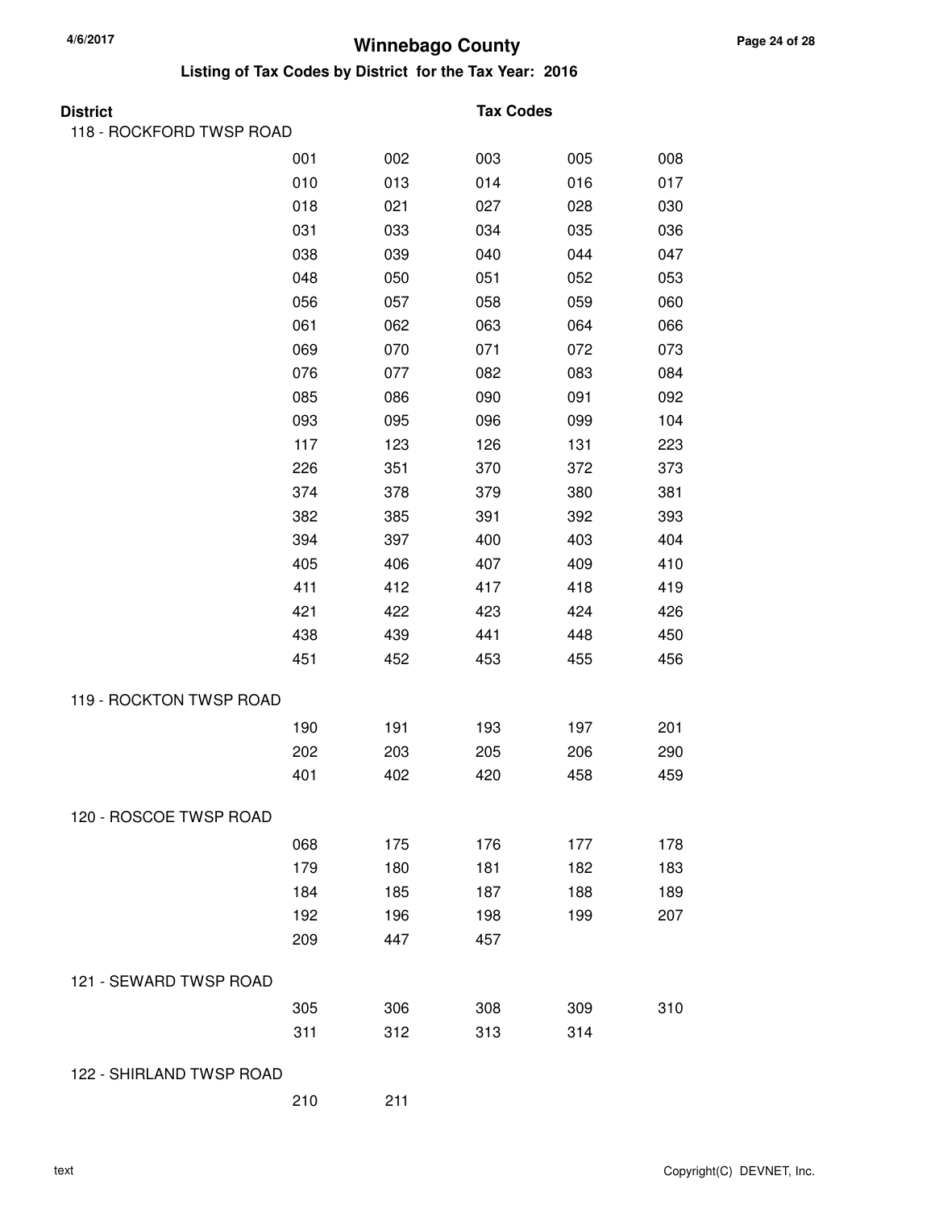# Winnebago County

## Listing of Tax Codes by District for the Tax Year: 2016

**District** | **Tax Codes**

### 118 - ROCKFORD TWSP ROAD

| | | | | |
|---|---|---|---|---|
| 001 | 002 | 003 | 005 | 008 |
| 010 | 013 | 014 | 016 | 017 |
| 018 | 021 | 027 | 028 | 030 |
| 031 | 033 | 034 | 035 | 036 |
| 038 | 039 | 040 | 044 | 047 |
| 048 | 050 | 051 | 052 | 053 |
| 056 | 057 | 058 | 059 | 060 |
| 061 | 062 | 063 | 064 | 066 |
| 069 | 070 | 071 | 072 | 073 |
| 076 | 077 | 082 | 083 | 084 |
| 085 | 086 | 090 | 091 | 092 |
| 093 | 095 | 096 | 099 | 104 |
| 117 | 123 | 126 | 131 | 223 |
| 226 | 351 | 370 | 372 | 373 |
| 374 | 378 | 379 | 380 | 381 |
| 382 | 385 | 391 | 392 | 393 |
| 394 | 397 | 400 | 403 | 404 |
| 405 | 406 | 407 | 409 | 410 |
| 411 | 412 | 417 | 418 | 419 |
| 421 | 422 | 423 | 424 | 426 |
| 438 | 439 | 441 | 448 | 450 |
| 451 | 452 | 453 | 455 | 456 |

### 119 - ROCKTON TWSP ROAD

| | | | | |
|---|---|---|---|---|
| 190 | 191 | 193 | 197 | 201 |
| 202 | 203 | 205 | 206 | 290 |
| 401 | 402 | 420 | 458 | 459 |

### 120 - ROSCOE TWSP ROAD

| | | | | |
|---|---|---|---|---|
| 068 | 175 | 176 | 177 | 178 |
| 179 | 180 | 181 | 182 | 183 |
| 184 | 185 | 187 | 188 | 189 |
| 192 | 196 | 198 | 199 | 207 |
| 209 | 447 | 457 | | |

### 121 - SEWARD TWSP ROAD

| | | | | |
|---|---|---|---|---|
| 305 | 306 | 308 | 309 | 310 |
| 311 | 312 | 313 | 314 | |

### 122 - SHIRLAND TWSP ROAD

| | |
|---|---|
| 210 | 211 |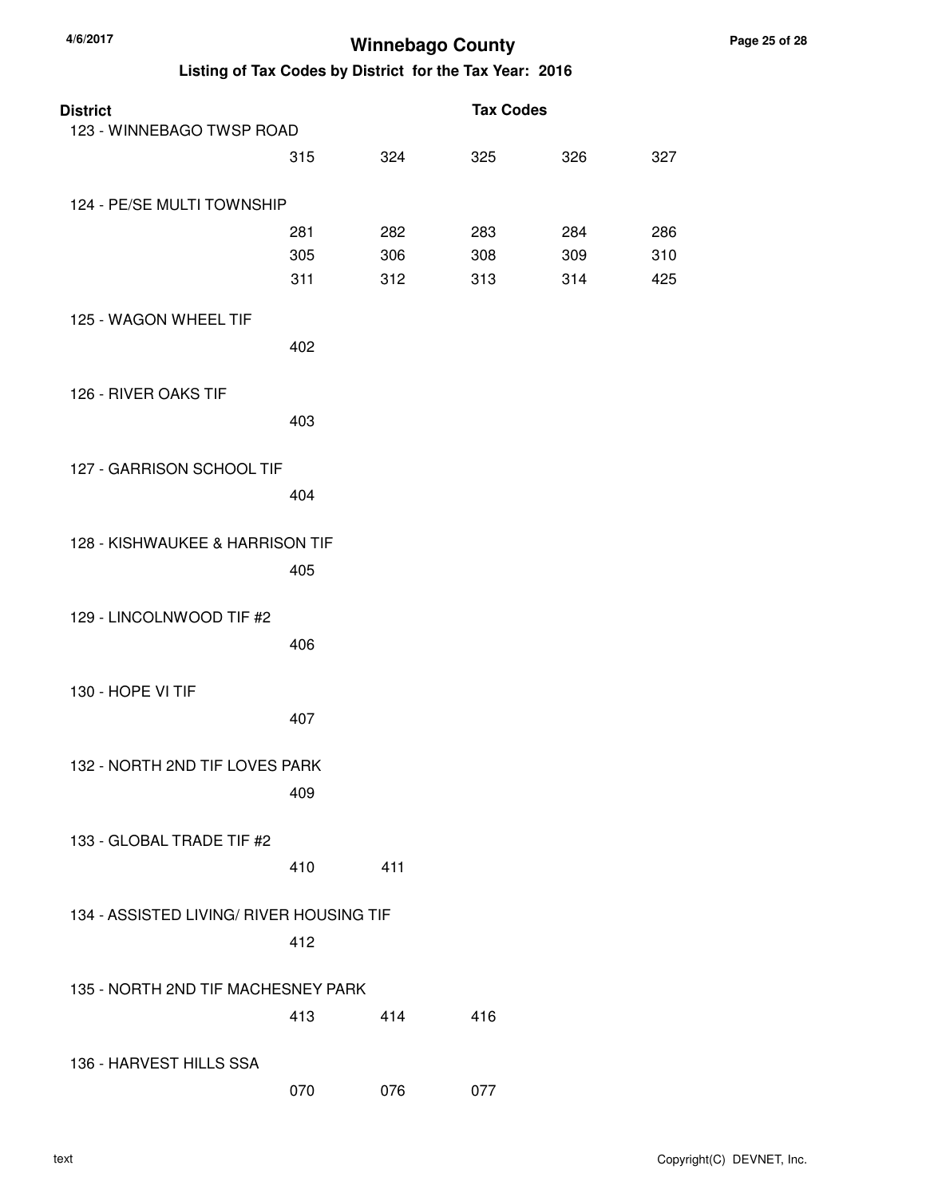# Winnebago County

## Listing of Tax Codes by District for the Tax Year: 2016

| District | Tax Codes | | | | |
|---|---|---|---|---|---|
| 123 - WINNEBAGO TWSP ROAD | | | | | |
| | 315 | 324 | 325 | 326 | 327 |
| 124 - PE/SE MULTI TOWNSHIP | | | | | |
| | 281 | 282 | 283 | 284 | 286 |
| | 305 | 306 | 308 | 309 | 310 |
| | 311 | 312 | 313 | 314 | 425 |
| 125 - WAGON WHEEL TIF | | | | | |
| | 402 | | | | |
| 126 - RIVER OAKS TIF | | | | | |
| | 403 | | | | |
| 127 - GARRISON SCHOOL TIF | | | | | |
| | 404 | | | | |
| 128 - KISHWAUKEE & HARRISON TIF | | | | | |
| | 405 | | | | |
| 129 - LINCOLNWOOD TIF #2 | | | | | |
| | 406 | | | | |
| 130 - HOPE VI TIF | | | | | |
| | 407 | | | | |
| 132 - NORTH 2ND TIF LOVES PARK | | | | | |
| | 409 | | | | |
| 133 - GLOBAL TRADE TIF #2 | | | | | |
| | 410 | 411 | | | |
| 134 - ASSISTED LIVING/ RIVER HOUSING TIF | | | | | |
| | 412 | | | | |
| 135 - NORTH 2ND TIF MACHESNEY PARK | | | | | |
| | 413 | 414 | 416 | | |
| 136 - HARVEST HILLS SSA | | | | | |
| | 070 | 076 | 077 | | |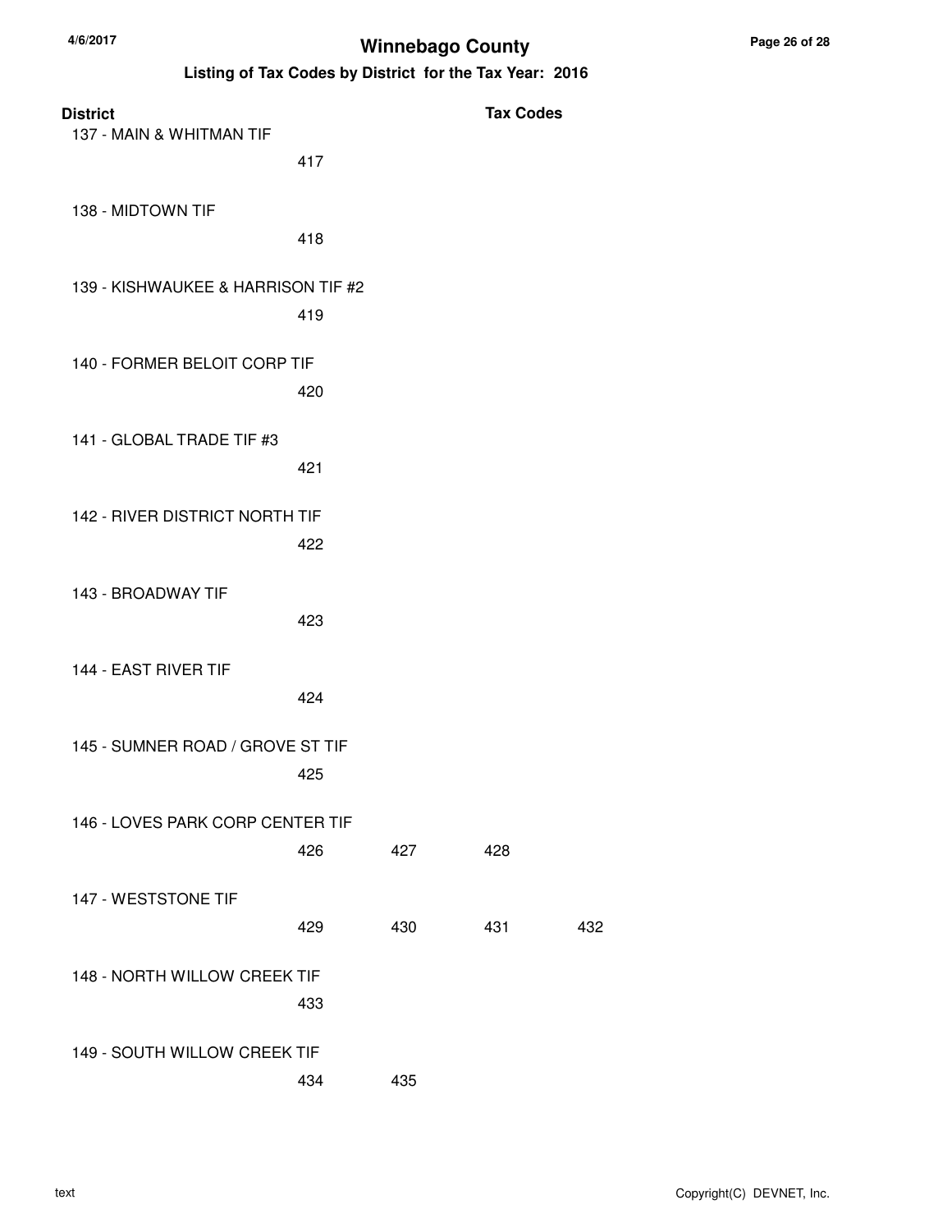# Winnebago County

## Listing of Tax Codes by District for the Tax Year: 2016

| District | Tax Codes | | | |
|---|---|---|---|---|
| 137 - MAIN & WHITMAN TIF | | | | |
| | 417 | | | |
| 138 - MIDTOWN TIF | | | | |
| | 418 | | | |
| 139 - KISHWAUKEE & HARRISON TIF #2 | | | | |
| | 419 | | | |
| 140 - FORMER BELOIT CORP TIF | | | | |
| | 420 | | | |
| 141 - GLOBAL TRADE TIF #3 | | | | |
| | 421 | | | |
| 142 - RIVER DISTRICT NORTH TIF | | | | |
| | 422 | | | |
| 143 - BROADWAY TIF | | | | |
| | 423 | | | |
| 144 - EAST RIVER TIF | | | | |
| | 424 | | | |
| 145 - SUMNER ROAD / GROVE ST TIF | | | | |
| | 425 | | | |
| 146 - LOVES PARK CORP CENTER TIF | | | | |
| | 426 | 427 | 428 | |
| 147 - WESTSTONE TIF | | | | |
| | 429 | 430 | 431 | 432 |
| 148 - NORTH WILLOW CREEK TIF | | | | |
| | 433 | | | |
| 149 - SOUTH WILLOW CREEK TIF | | | | |
| | 434 | 435 | | |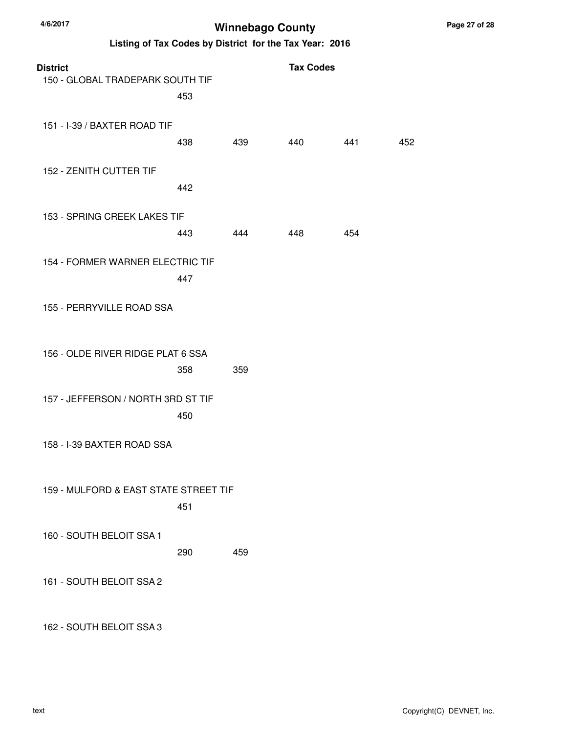# Winnebago County

## Listing of Tax Codes by District for the Tax Year: 2016

| District | Tax Codes | | | | |
| --- | --- | --- | --- | --- | --- |
| 150 - GLOBAL TRADEPARK SOUTH TIF | 453 | | | | |
| 151 - I-39 / BAXTER ROAD TIF | 438 | 439 | 440 | 441 | 452 |
| 152 - ZENITH CUTTER TIF | 442 | | | | |
| 153 - SPRING CREEK LAKES TIF | 443 | 444 | 448 | 454 | |
| 154 - FORMER WARNER ELECTRIC TIF | 447 | | | | |
| 155 - PERRYVILLE ROAD SSA | | | | | |
| 156 - OLDE RIVER RIDGE PLAT 6 SSA | 358 | 359 | | | |
| 157 - JEFFERSON / NORTH 3RD ST TIF | 450 | | | | |
| 158 - I-39 BAXTER ROAD SSA | | | | | |
| 159 - MULFORD & EAST STATE STREET TIF | 451 | | | | |
| 160 - SOUTH BELOIT SSA 1 | 290 | 459 | | | |
| 161 - SOUTH BELOIT SSA 2 | | | | | |
| 162 - SOUTH BELOIT SSA 3 | | | | | |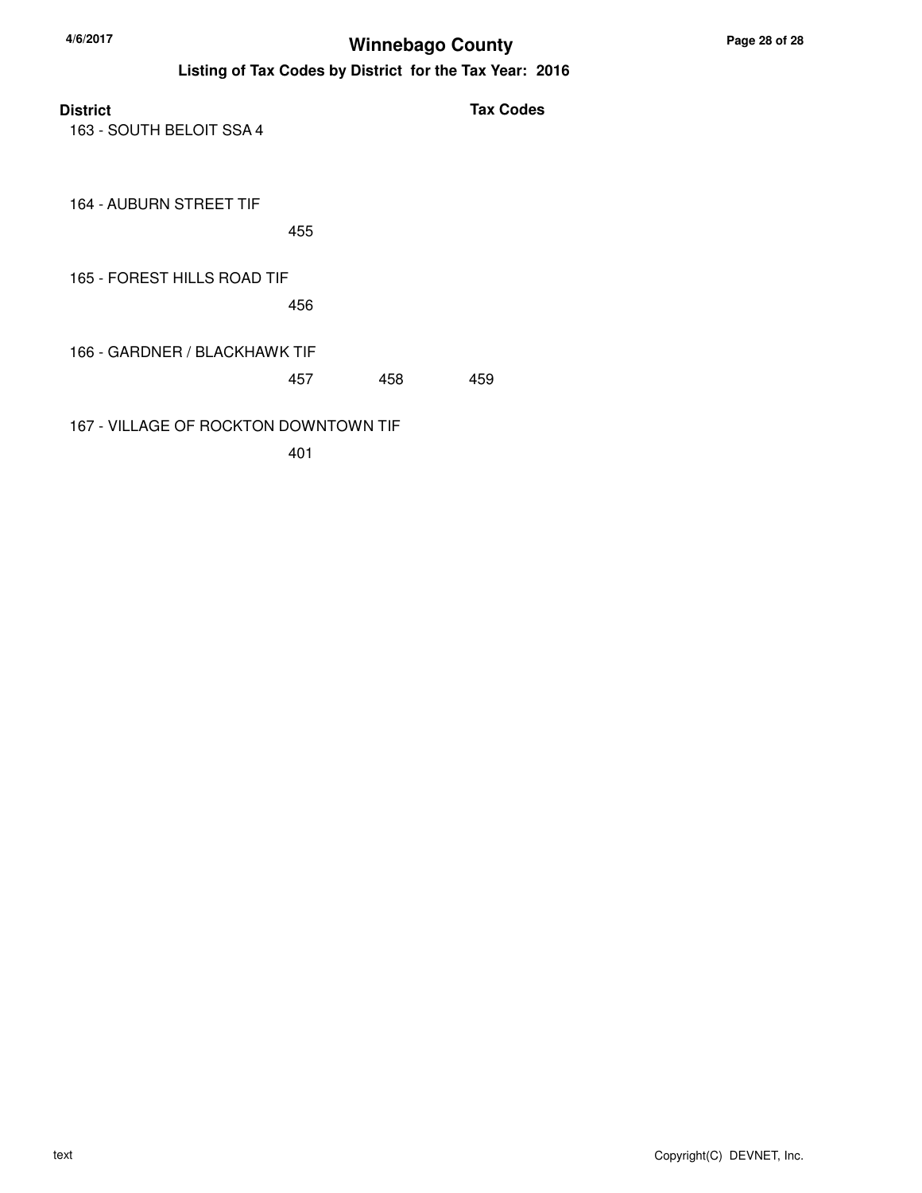# Winnebago County

## Listing of Tax Codes by District for the Tax Year: 2016

| District | Tax Codes | | |
|---|---|---|---|
| 163 - SOUTH BELOIT SSA 4 | | | |
| 164 - AUBURN STREET TIF | 455 | | |
| 165 - FOREST HILLS ROAD TIF | 456 | | |
| 166 - GARDNER / BLACKHAWK TIF | 457 | 458 | 459 |
| 167 - VILLAGE OF ROCKTON DOWNTOWN TIF | 401 | | |